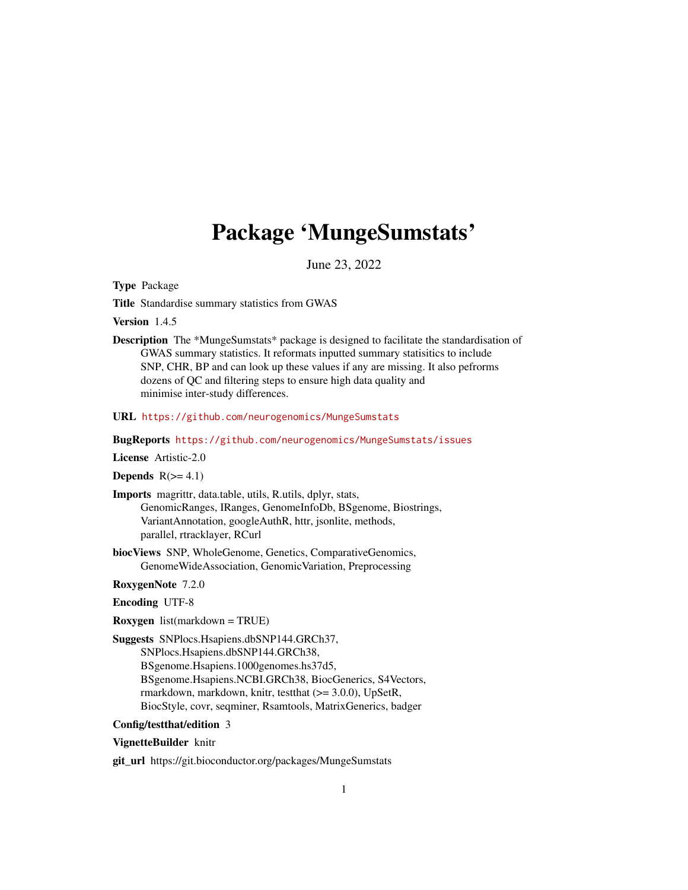# Package 'MungeSumstats'

June 23, 2022

**Type** Package

**Title** Standardise summary statistics from GWAS

**Version** 1.4.5

**Description** The *MungeSumstats* package is designed to facilitate the standardisation of GWAS summary statistics. It reformats inputted summary statisitics to include SNP, CHR, BP and can look up these values if any are missing. It also pefroms dozens of QC and filtering steps to ensure high data quality and minimise inter-study differences.

**URL** https://github.com/neurogenomics/MungeSumstats

**BugReports** https://github.com/neurogenomics/MungeSumstats/issues

**License** Artistic-2.0

**Depends** R(>= 4.1)

**Imports** magrittr, data.table, utils, R.utils, dplyr, stats, GenomicRanges, IRanges, GenomeInfoDb, BSgenome, Biostrings, VariantAnnotation, googleAuthR, httr, jsonlite, methods, parallel, rtracklayer, RCurl

**biocViews** SNP, WholeGenome, Genetics, ComparativeGenomics, GenomeWideAssociation, GenomicVariation, Preprocessing

**RoxygenNote** 7.2.0

**Encoding** UTF-8

**Roxygen** list(markdown = TRUE)

**Suggests** SNPlocs.Hsapiens.dbSNP144.GRCh37, SNPlocs.Hsapiens.dbSNP144.GRCh38, BSgenome.Hsapiens.1000genomes.hs37d5, BSgenome.Hsapiens.NCBI.GRCh38, BiocGenerics, S4Vectors, rmarkdown, markdown, knitr, testthat (>= 3.0.0), UpSetR, BiocStyle, covr, seqminer, Rsamtools, MatrixGenerics, badger

**Config/testthat/edition** 3

**VignetteBuilder** knitr

**git_url** https://git.bioconductor.org/packages/MungeSumstats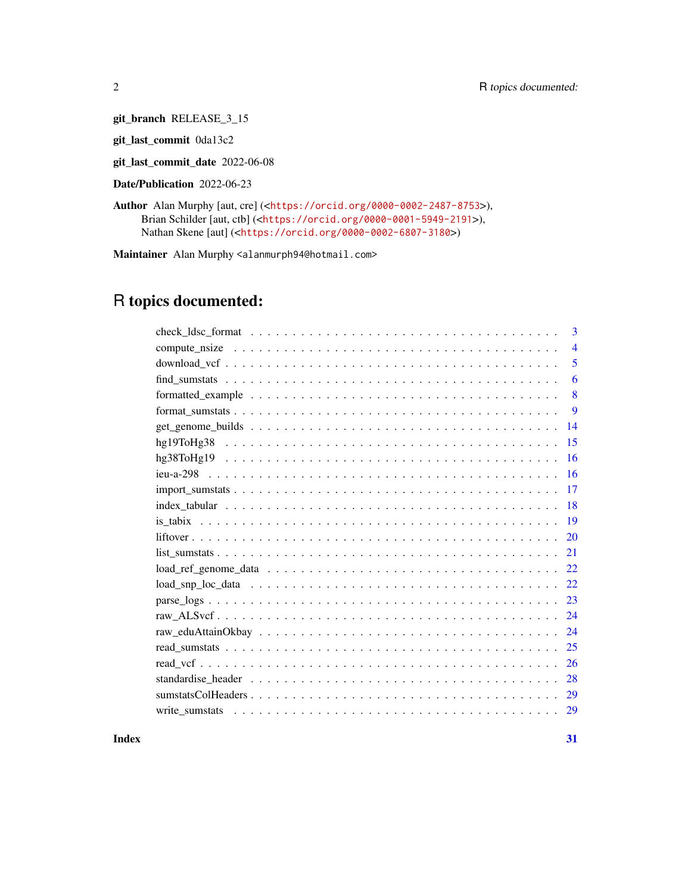**git_branch** RELEASE_3_15

**git_last_commit** 0da13c2

**git_last_commit_date** 2022-06-08

**Date/Publication** 2022-06-23

**Author** Alan Murphy [aut, cre] (<https://orcid.org/0000-0002-2487-8753>),
Brian Schilder [aut, ctb] (<https://orcid.org/0000-0001-5949-2191>),
Nathan Skene [aut] (<https://orcid.org/0000-0002-6807-3180>)

**Maintainer** Alan Murphy <alanmurph94@hotmail.com>

# R topics documented:

| | |
|---|---|
| check_ldsc_format | 3 |
| compute_nsize | 4 |
| download_vcf | 5 |
| find_sumstats | 6 |
| formatted_example | 8 |
| format_sumstats | 9 |
| get_genome_builds | 14 |
| hg19ToHg38 | 15 |
| hg38ToHg19 | 16 |
| ieu-a-298 | 16 |
| import_sumstats | 17 |
| index_tabular | 18 |
| is_tabix | 19 |
| liftover | 20 |
| list_sumstats | 21 |
| load_ref_genome_data | 22 |
| load_snp_loc_data | 22 |
| parse_logs | 23 |
| raw_ALSvcf | 24 |
| raw_eduAttainOkbay | 24 |
| read_sumstats | 25 |
| read_vcf | 26 |
| standardise_header | 28 |
| sumstatsColHeaders | 29 |
| write_sumstats | 29 |

**Index** **31**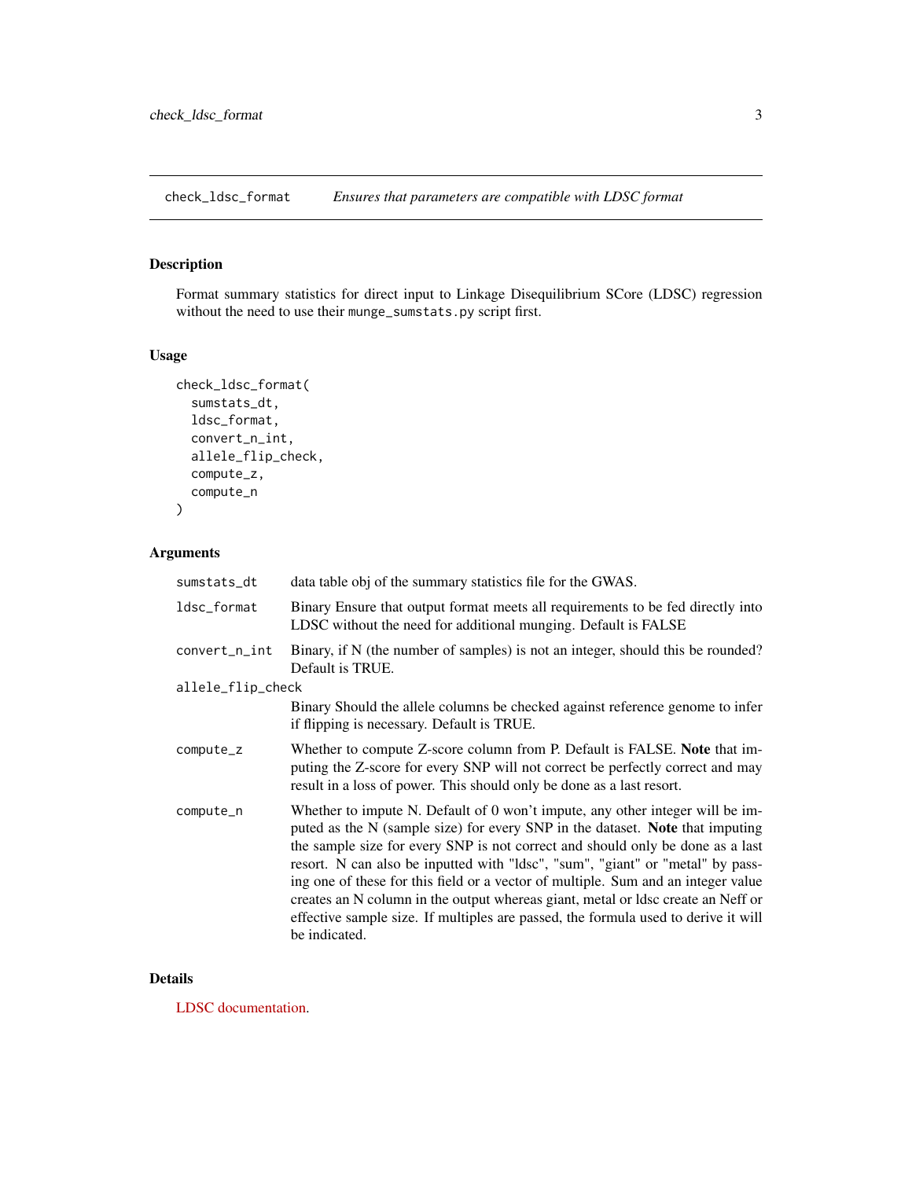## check_ldsc_format *Ensures that parameters are compatible with LDSC format*

### Description

Format summary statistics for direct input to Linkage Disequilibrium SCore (LDSC) regression without the need to use their `munge_sumstats.py` script first.

### Usage

```
check_ldsc_format(
  sumstats_dt,
  ldsc_format,
  convert_n_int,
  allele_flip_check,
  compute_z,
  compute_n
)
```

### Arguments

| | |
|---|---|
| `sumstats_dt` | data table obj of the summary statistics file for the GWAS. |
| `ldsc_format` | Binary Ensure that output format meets all requirements to be fed directly into LDSC without the need for additional munging. Default is FALSE |
| `convert_n_int` | Binary, if N (the number of samples) is not an integer, should this be rounded? Default is TRUE. |
| `allele_flip_check` | Binary Should the allele columns be checked against reference genome to infer if flipping is necessary. Default is TRUE. |
| `compute_z` | Whether to compute Z-score column from P. Default is FALSE. **Note** that imputing the Z-score for every SNP will not correct be perfectly correct and may result in a loss of power. This should only be done as a last resort. |
| `compute_n` | Whether to impute N. Default of 0 won't impute, any other integer will be imputed as the N (sample size) for every SNP in the dataset. **Note** that imputing the sample size for every SNP is not correct and should only be done as a last resort. N can also be inputted with "ldsc", "sum", "giant" or "metal" by passing one of these for this field or a vector of multiple. Sum and an integer value creates an N column in the output whereas giant, metal or ldsc create an Neff or effective sample size. If multiples are passed, the formula used to derive it will be indicated. |

### Details

LDSC documentation.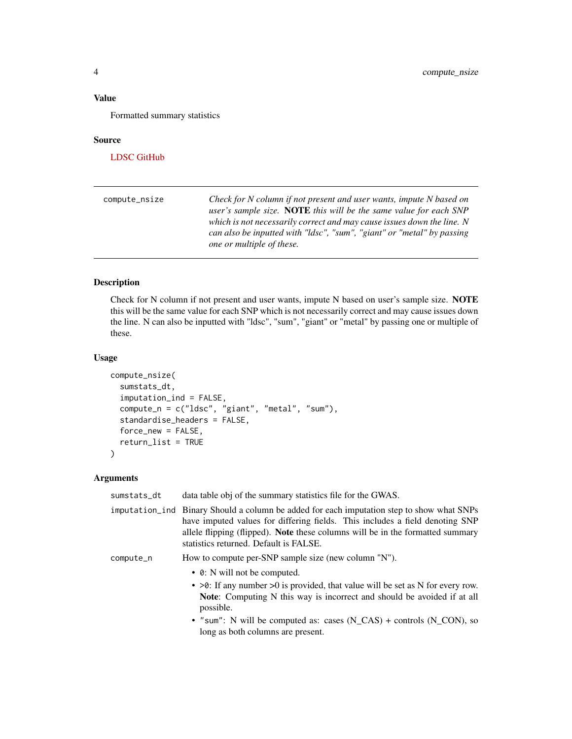## Value

Formatted summary statistics

## Source

LDSC GitHub

---

| compute_nsize | *Check for N column if not present and user wants, impute N based on user's sample size.* **NOTE** *this will be the same value for each SNP which is not necessarily correct and may cause issues down the line. N can also be inputted with "ldsc", "sum", "giant" or "metal" by passing one or multiple of these.* |
|---|---|

## Description

Check for N column if not present and user wants, impute N based on user's sample size. **NOTE** this will be the same value for each SNP which is not necessarily correct and may cause issues down the line. N can also be inputted with "ldsc", "sum", "giant" or "metal" by passing one or multiple of these.

## Usage

```
compute_nsize(
  sumstats_dt,
  imputation_ind = FALSE,
  compute_n = c("ldsc", "giant", "metal", "sum"),
  standardise_headers = FALSE,
  force_new = FALSE,
  return_list = TRUE
)
```

## Arguments

`sumstats_dt` data table obj of the summary statistics file for the GWAS.

`imputation_ind` Binary Should a column be added for each imputation step to show what SNPs have imputed values for differing fields. This includes a field denoting SNP allele flipping (flipped). **Note** these columns will be in the formatted summary statistics returned. Default is FALSE.

`compute_n` How to compute per-SNP sample size (new column "N").

- `0`: N will not be computed.
- `>0`: If any number >0 is provided, that value will be set as N for every row. **Note**: Computing N this way is incorrect and should be avoided if at all possible.
- `"sum"`: N will be computed as: cases (N_CAS) + controls (N_CON), so long as both columns are present.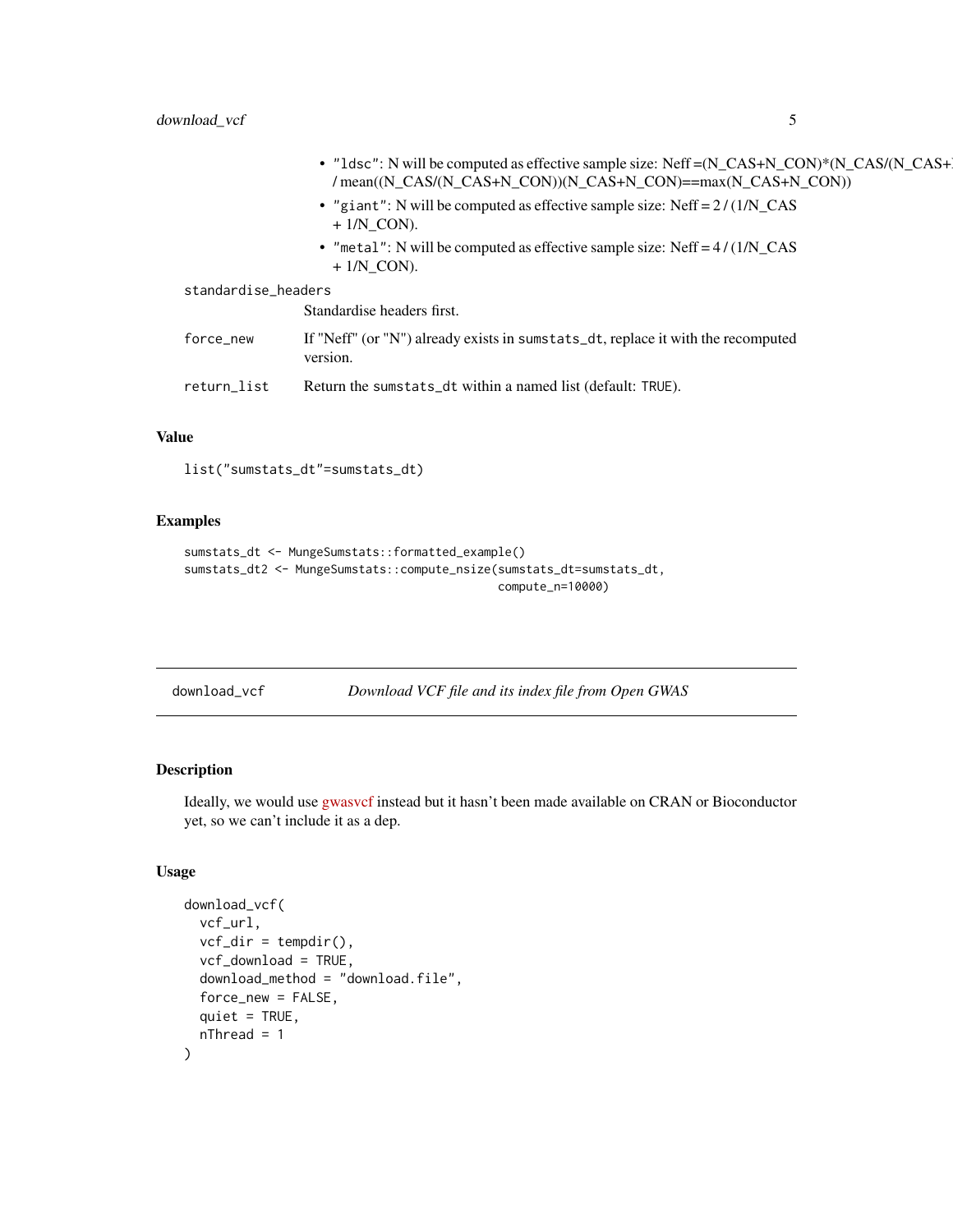- "ldsc": N will be computed as effective sample size: Neff =(N_CAS+N_CON)*(N_CAS/(N_CAS+N_CON)) / mean((N_CAS/(N_CAS+N_CON))(N_CAS+N_CON)==max(N_CAS+N_CON))
- "giant": N will be computed as effective sample size: Neff = 2 / (1/N_CAS + 1/N_CON).
- "metal": N will be computed as effective sample size: Neff = 4 / (1/N_CAS + 1/N_CON).

`standardise_headers`
: Standardise headers first.

`force_new`
: If "Neff" (or "N") already exists in `sumstats_dt`, replace it with the recomputed version.

`return_list`
: Return the `sumstats_dt` within a named list (default: `TRUE`).

### Value

```
list("sumstats_dt"=sumstats_dt)
```

### Examples

```
sumstats_dt <- MungeSumstats::formatted_example()
sumstats_dt2 <- MungeSumstats::compute_nsize(sumstats_dt=sumstats_dt,
                                             compute_n=10000)
```

---

## download_vcf *Download VCF file and its index file from Open GWAS*

### Description

Ideally, we would use gwasvcf instead but it hasn't been made available on CRAN or Bioconductor yet, so we can't include it as a dep.

### Usage

```
download_vcf(
  vcf_url,
  vcf_dir = tempdir(),
  vcf_download = TRUE,
  download_method = "download.file",
  force_new = FALSE,
  quiet = TRUE,
  nThread = 1
)
```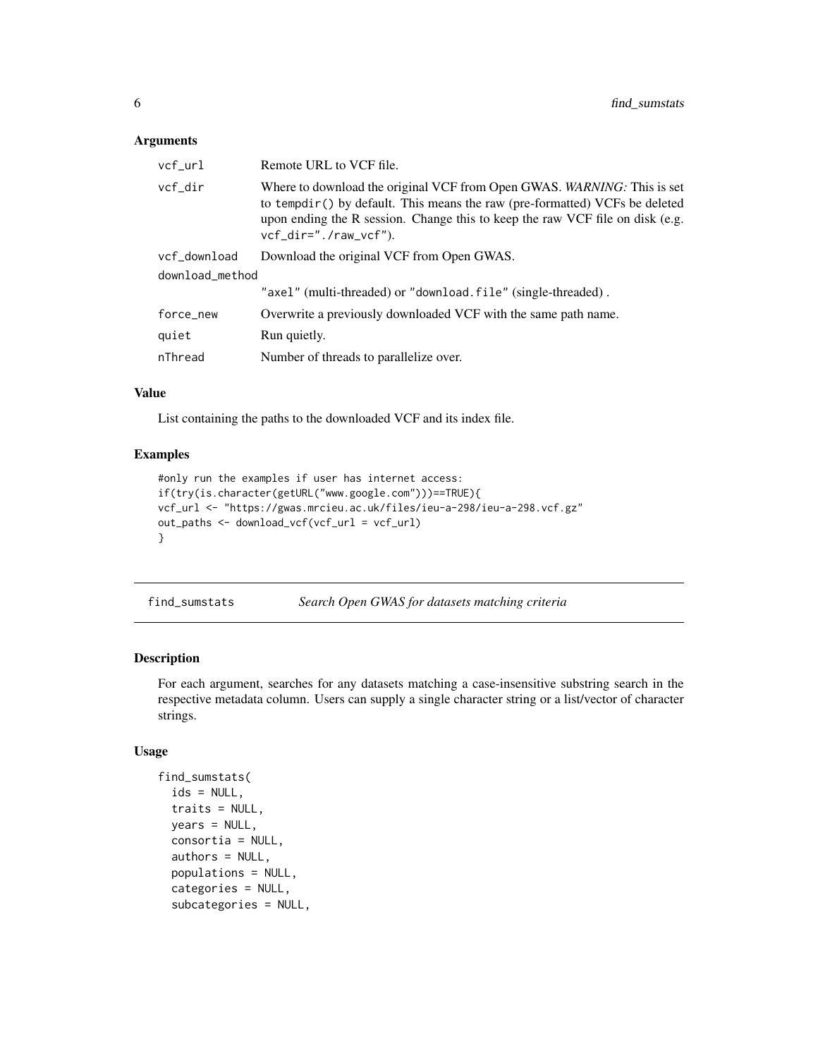### Arguments

| | |
|---|---|
| vcf_url | Remote URL to VCF file. |
| vcf_dir | Where to download the original VCF from Open GWAS. *WARNING:* This is set to `tempdir()` by default. This means the raw (pre-formatted) VCFs be deleted upon ending the R session. Change this to keep the raw VCF file on disk (e.g. `vcf_dir="./raw_vcf"`). |
| vcf_download | Download the original VCF from Open GWAS. |
| download_method | `"axel"` (multi-threaded) or `"download.file"` (single-threaded) . |
| force_new | Overwrite a previously downloaded VCF with the same path name. |
| quiet | Run quietly. |
| nThread | Number of threads to parallelize over. |

### Value

List containing the paths to the downloaded VCF and its index file.

### Examples

```
#only run the examples if user has internet access:
if(try(is.character(getURL("www.google.com")))==TRUE){
vcf_url <- "https://gwas.mrcieu.ac.uk/files/ieu-a-298/ieu-a-298.vcf.gz"
out_paths <- download_vcf(vcf_url = vcf_url)
}
```

---

## find_sumstats — *Search Open GWAS for datasets matching criteria*

### Description

For each argument, searches for any datasets matching a case-insensitive substring search in the respective metadata column. Users can supply a single character string or a list/vector of character strings.

### Usage

```
find_sumstats(
  ids = NULL,
  traits = NULL,
  years = NULL,
  consortia = NULL,
  authors = NULL,
  populations = NULL,
  categories = NULL,
  subcategories = NULL,
```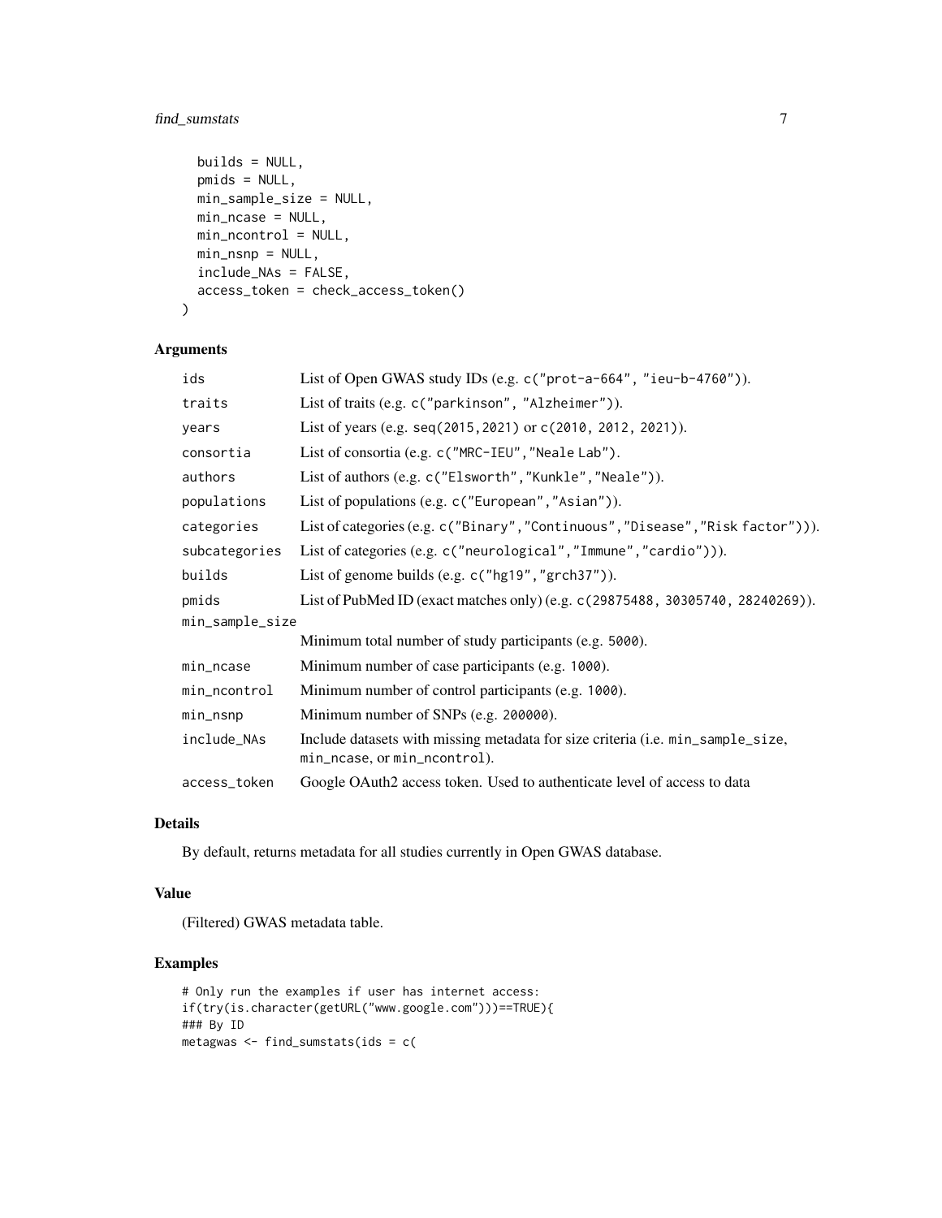```
  builds = NULL,
  pmids = NULL,
  min_sample_size = NULL,
  min_ncase = NULL,
  min_ncontrol = NULL,
  min_nsnp = NULL,
  include_NAs = FALSE,
  access_token = check_access_token()
)
```

## Arguments

| | |
|---|---|
| `ids` | List of Open GWAS study IDs (e.g. `c("prot-a-664", "ieu-b-4760")`). |
| `traits` | List of traits (e.g. `c("parkinson", "Alzheimer")`). |
| `years` | List of years (e.g. `seq(2015,2021)` or `c(2010, 2012, 2021)`). |
| `consortia` | List of consortia (e.g. `c("MRC-IEU","Neale Lab")`. |
| `authors` | List of authors (e.g. `c("Elsworth","Kunkle","Neale")`). |
| `populations` | List of populations (e.g. `c("European","Asian")`). |
| `categories` | List of categories (e.g. `c("Binary","Continuous","Disease","Risk factor")`)). |
| `subcategories` | List of categories (e.g. `c("neurological","Immune","cardio")`)). |
| `builds` | List of genome builds (e.g. `c("hg19","grch37")`). |
| `pmids` | List of PubMed ID (exact matches only) (e.g. `c(29875488, 30305740, 28240269)`). |
| `min_sample_size` | Minimum total number of study participants (e.g. `5000`). |
| `min_ncase` | Minimum number of case participants (e.g. `1000`). |
| `min_ncontrol` | Minimum number of control participants (e.g. `1000`). |
| `min_nsnp` | Minimum number of SNPs (e.g. `200000`). |
| `include_NAs` | Include datasets with missing metadata for size criteria (i.e. `min_sample_size`, `min_ncase`, or `min_ncontrol`). |
| `access_token` | Google OAuth2 access token. Used to authenticate level of access to data |

## Details

By default, returns metadata for all studies currently in Open GWAS database.

## Value

(Filtered) GWAS metadata table.

## Examples

```
# Only run the examples if user has internet access:
if(try(is.character(getURL("www.google.com")))==TRUE){
### By ID
metagwas <- find_sumstats(ids = c(
```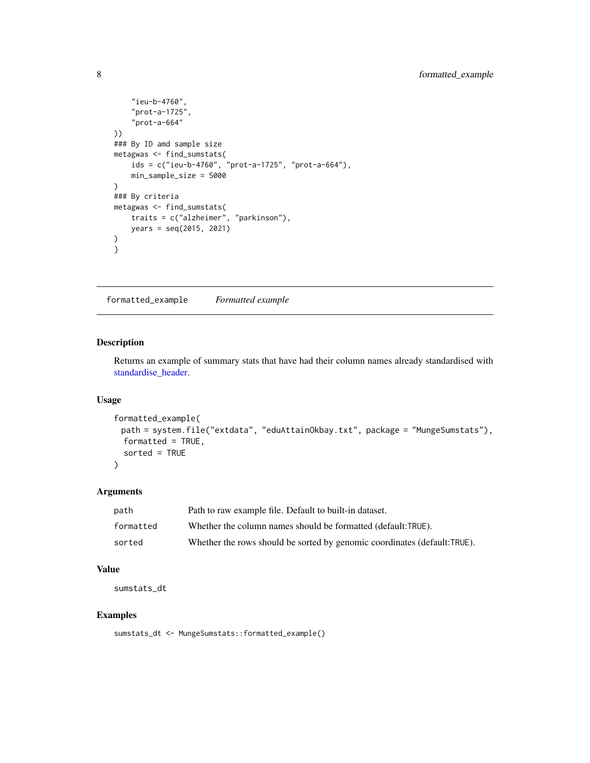```
    "ieu-b-4760",
    "prot-a-1725",
    "prot-a-664"
))
### By ID amd sample size
metagwas <- find_sumstats(
    ids = c("ieu-b-4760", "prot-a-1725", "prot-a-664"),
    min_sample_size = 5000
)
### By criteria
metagwas <- find_sumstats(
    traits = c("alzheimer", "parkinson"),
    years = seq(2015, 2021)
)
}
```

## formatted_example    *Formatted example*

### Description

Returns an example of summary stats that have had their column names already standardised with standardise_header.

### Usage

```
formatted_example(
  path = system.file("extdata", "eduAttainOkbay.txt", package = "MungeSumstats"),
  formatted = TRUE,
  sorted = TRUE
)
```

### Arguments

| | |
|---|---|
| path | Path to raw example file. Default to built-in dataset. |
| formatted | Whether the column names should be formatted (default:TRUE). |
| sorted | Whether the rows should be sorted by genomic coordinates (default:TRUE). |

### Value

sumstats_dt

### Examples

```
sumstats_dt <- MungeSumstats::formatted_example()
```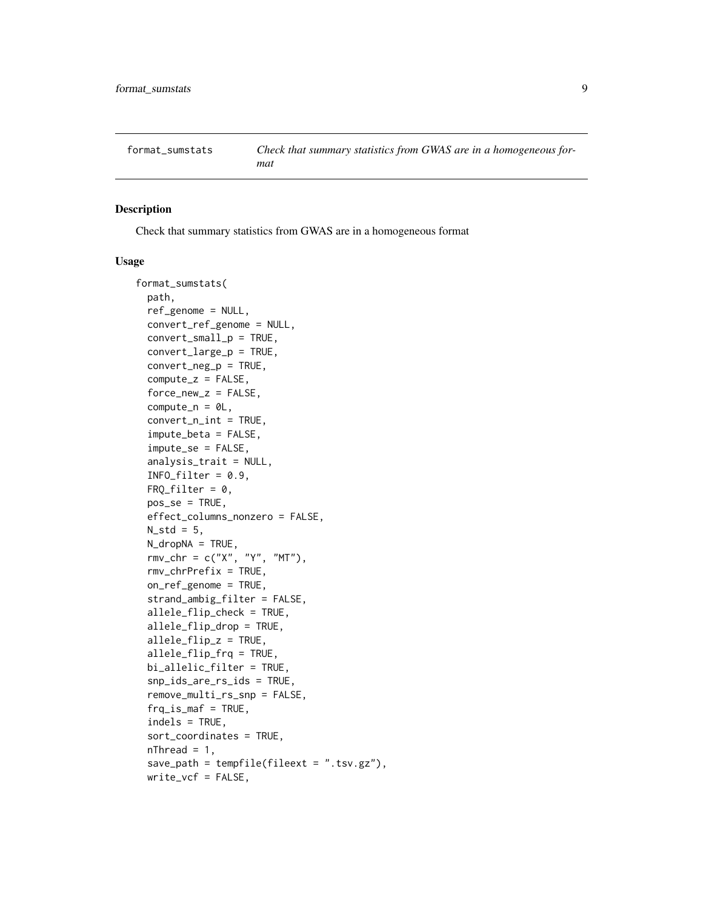## format_sumstats — *Check that summary statistics from GWAS are in a homogeneous format*

### Description

Check that summary statistics from GWAS are in a homogeneous format

### Usage

```
format_sumstats(
  path,
  ref_genome = NULL,
  convert_ref_genome = NULL,
  convert_small_p = TRUE,
  convert_large_p = TRUE,
  convert_neg_p = TRUE,
  compute_z = FALSE,
  force_new_z = FALSE,
  compute_n = 0L,
  convert_n_int = TRUE,
  impute_beta = FALSE,
  impute_se = FALSE,
  analysis_trait = NULL,
  INFO_filter = 0.9,
  FRQ_filter = 0,
  pos_se = TRUE,
  effect_columns_nonzero = FALSE,
  N_std = 5,
  N_dropNA = TRUE,
  rmv_chr = c("X", "Y", "MT"),
  rmv_chrPrefix = TRUE,
  on_ref_genome = TRUE,
  strand_ambig_filter = FALSE,
  allele_flip_check = TRUE,
  allele_flip_drop = TRUE,
  allele_flip_z = TRUE,
  allele_flip_frq = TRUE,
  bi_allelic_filter = TRUE,
  snp_ids_are_rs_ids = TRUE,
  remove_multi_rs_snp = FALSE,
  frq_is_maf = TRUE,
  indels = TRUE,
  sort_coordinates = TRUE,
  nThread = 1,
  save_path = tempfile(fileext = ".tsv.gz"),
  write_vcf = FALSE,
```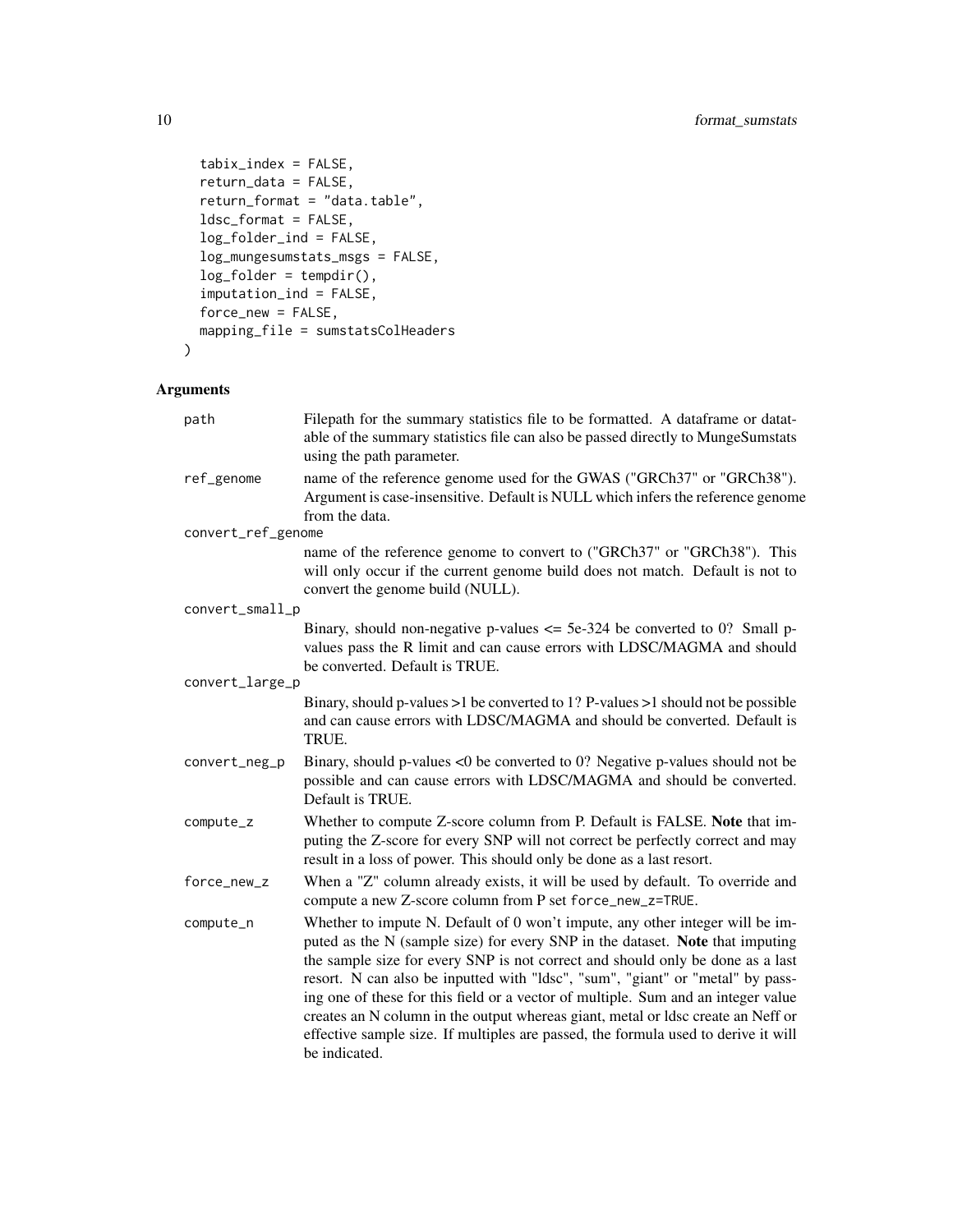```
  tabix_index = FALSE,
  return_data = FALSE,
  return_format = "data.table",
  ldsc_format = FALSE,
  log_folder_ind = FALSE,
  log_mungesumstats_msgs = FALSE,
  log_folder = tempdir(),
  imputation_ind = FALSE,
  force_new = FALSE,
  mapping_file = sumstatsColHeaders
)
```

## Arguments

| | |
|---|---|
| `path` | Filepath for the summary statistics file to be formatted. A dataframe or datatable of the summary statistics file can also be passed directly to MungeSumstats using the path parameter. |
| `ref_genome` | name of the reference genome used for the GWAS ("GRCh37" or "GRCh38"). Argument is case-insensitive. Default is NULL which infers the reference genome from the data. |
| `convert_ref_genome` | name of the reference genome to convert to ("GRCh37" or "GRCh38"). This will only occur if the current genome build does not match. Default is not to convert the genome build (NULL). |
| `convert_small_p` | Binary, should non-negative p-values <= 5e-324 be converted to 0? Small p-values pass the R limit and can cause errors with LDSC/MAGMA and should be converted. Default is TRUE. |
| `convert_large_p` | Binary, should p-values >1 be converted to 1? P-values >1 should not be possible and can cause errors with LDSC/MAGMA and should be converted. Default is TRUE. |
| `convert_neg_p` | Binary, should p-values <0 be converted to 0? Negative p-values should not be possible and can cause errors with LDSC/MAGMA and should be converted. Default is TRUE. |
| `compute_z` | Whether to compute Z-score column from P. Default is FALSE. **Note** that imputing the Z-score for every SNP will not correct be perfectly correct and may result in a loss of power. This should only be done as a last resort. |
| `force_new_z` | When a "Z" column already exists, it will be used by default. To override and compute a new Z-score column from P set `force_new_z=TRUE`. |
| `compute_n` | Whether to impute N. Default of 0 won't impute, any other integer will be imputed as the N (sample size) for every SNP in the dataset. **Note** that imputing the sample size for every SNP is not correct and should only be done as a last resort. N can also be inputted with "ldsc", "sum", "giant" or "metal" by passing one of these for this field or a vector of multiple. Sum and an integer value creates an N column in the output whereas giant, metal or ldsc create an Neff or effective sample size. If multiples are passed, the formula used to derive it will be indicated. |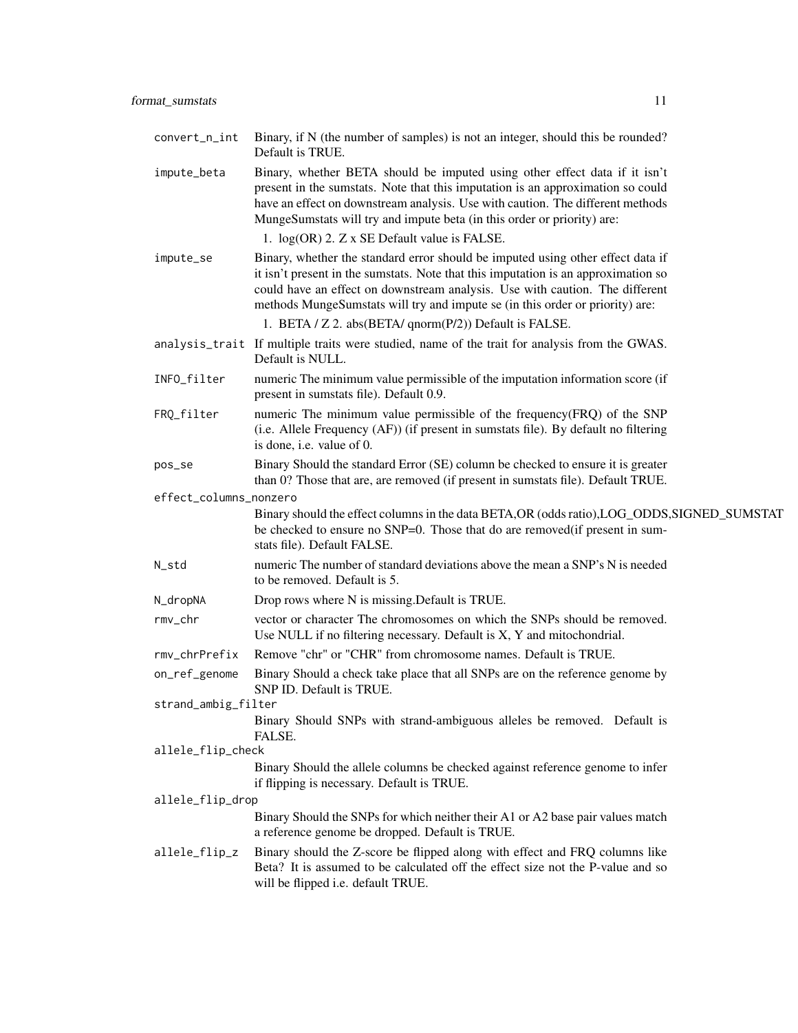| | |
|---|---|
| `convert_n_int` | Binary, if N (the number of samples) is not an integer, should this be rounded? Default is TRUE. |
| `impute_beta` | Binary, whether BETA should be imputed using other effect data if it isn't present in the sumstats. Note that this imputation is an approximation so could have an effect on downstream analysis. Use with caution. The different methods MungeSumstats will try and impute beta (in this order or priority) are: 1. log(OR) 2. Z x SE Default value is FALSE. |
| `impute_se` | Binary, whether the standard error should be imputed using other effect data if it isn't present in the sumstats. Note that this imputation is an approximation so could have an effect on downstream analysis. Use with caution. The different methods MungeSumstats will try and impute se (in this order or priority) are: 1. BETA / Z 2. abs(BETA/ qnorm(P/2)) Default is FALSE. |
| `analysis_trait` | If multiple traits were studied, name of the trait for analysis from the GWAS. Default is NULL. |
| `INFO_filter` | numeric The minimum value permissible of the imputation information score (if present in sumstats file). Default 0.9. |
| `FRQ_filter` | numeric The minimum value permissible of the frequency(FRQ) of the SNP (i.e. Allele Frequency (AF)) (if present in sumstats file). By default no filtering is done, i.e. value of 0. |
| `pos_se` | Binary Should the standard Error (SE) column be checked to ensure it is greater than 0? Those that are, are removed (if present in sumstats file). Default TRUE. |
| `effect_columns_nonzero` | Binary should the effect columns in the data BETA,OR (odds ratio),LOG_ODDS,SIGNED_SUMSTAT be checked to ensure no SNP=0. Those that do are removed(if present in sumstats file). Default FALSE. |
| `N_std` | numeric The number of standard deviations above the mean a SNP's N is needed to be removed. Default is 5. |
| `N_dropNA` | Drop rows where N is missing.Default is TRUE. |
| `rmv_chr` | vector or character The chromosomes on which the SNPs should be removed. Use NULL if no filtering necessary. Default is X, Y and mitochondrial. |
| `rmv_chrPrefix` | Remove "chr" or "CHR" from chromosome names. Default is TRUE. |
| `on_ref_genome` | Binary Should a check take place that all SNPs are on the reference genome by SNP ID. Default is TRUE. |
| `strand_ambig_filter` | Binary Should SNPs with strand-ambiguous alleles be removed. Default is FALSE. |
| `allele_flip_check` | Binary Should the allele columns be checked against reference genome to infer if flipping is necessary. Default is TRUE. |
| `allele_flip_drop` | Binary Should the SNPs for which neither their A1 or A2 base pair values match a reference genome be dropped. Default is TRUE. |
| `allele_flip_z` | Binary should the Z-score be flipped along with effect and FRQ columns like Beta? It is assumed to be calculated off the effect size not the P-value and so will be flipped i.e. default TRUE. |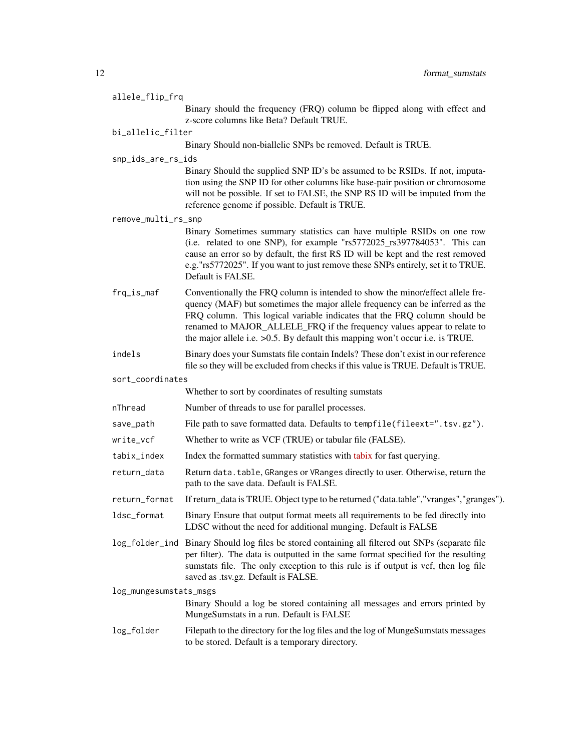`allele_flip_frq`
: Binary should the frequency (FRQ) column be flipped along with effect and z-score columns like Beta? Default TRUE.

`bi_allelic_filter`
: Binary Should non-biallelic SNPs be removed. Default is TRUE.

`snp_ids_are_rs_ids`
: Binary Should the supplied SNP ID's be assumed to be RSIDs. If not, imputation using the SNP ID for other columns like base-pair position or chromosome will not be possible. If set to FALSE, the SNP RS ID will be imputed from the reference genome if possible. Default is TRUE.

`remove_multi_rs_snp`
: Binary Sometimes summary statistics can have multiple RSIDs on one row (i.e. related to one SNP), for example "rs5772025_rs397784053". This can cause an error so by default, the first RS ID will be kept and the rest removed e.g."rs5772025". If you want to just remove these SNPs entirely, set it to TRUE. Default is FALSE.

`frq_is_maf`
: Conventionally the FRQ column is intended to show the minor/effect allele frequency (MAF) but sometimes the major allele frequency can be inferred as the FRQ column. This logical variable indicates that the FRQ column should be renamed to MAJOR_ALLELE_FRQ if the frequency values appear to relate to the major allele i.e. >0.5. By default this mapping won't occur i.e. is TRUE.

`indels`
: Binary does your Sumstats file contain Indels? These don't exist in our reference file so they will be excluded from checks if this value is TRUE. Default is TRUE.

`sort_coordinates`
: Whether to sort by coordinates of resulting sumstats

`nThread`
: Number of threads to use for parallel processes.

`save_path`
: File path to save formatted data. Defaults to `tempfile(fileext=".tsv.gz")`.

`write_vcf`
: Whether to write as VCF (TRUE) or tabular file (FALSE).

`tabix_index`
: Index the formatted summary statistics with tabix for fast querying.

`return_data`
: Return `data.table`, `GRanges` or `VRanges` directly to user. Otherwise, return the path to the save data. Default is FALSE.

`return_format`
: If return_data is TRUE. Object type to be returned ("data.table","vranges","granges").

`ldsc_format`
: Binary Ensure that output format meets all requirements to be fed directly into LDSC without the need for additional munging. Default is FALSE

`log_folder_ind`
: Binary Should log files be stored containing all filtered out SNPs (separate file per filter). The data is outputted in the same format specified for the resulting sumstats file. The only exception to this rule is if output is vcf, then log file saved as .tsv.gz. Default is FALSE.

`log_mungesumstats_msgs`
: Binary Should a log be stored containing all messages and errors printed by MungeSumstats in a run. Default is FALSE

`log_folder`
: Filepath to the directory for the log files and the log of MungeSumstats messages to be stored. Default is a temporary directory.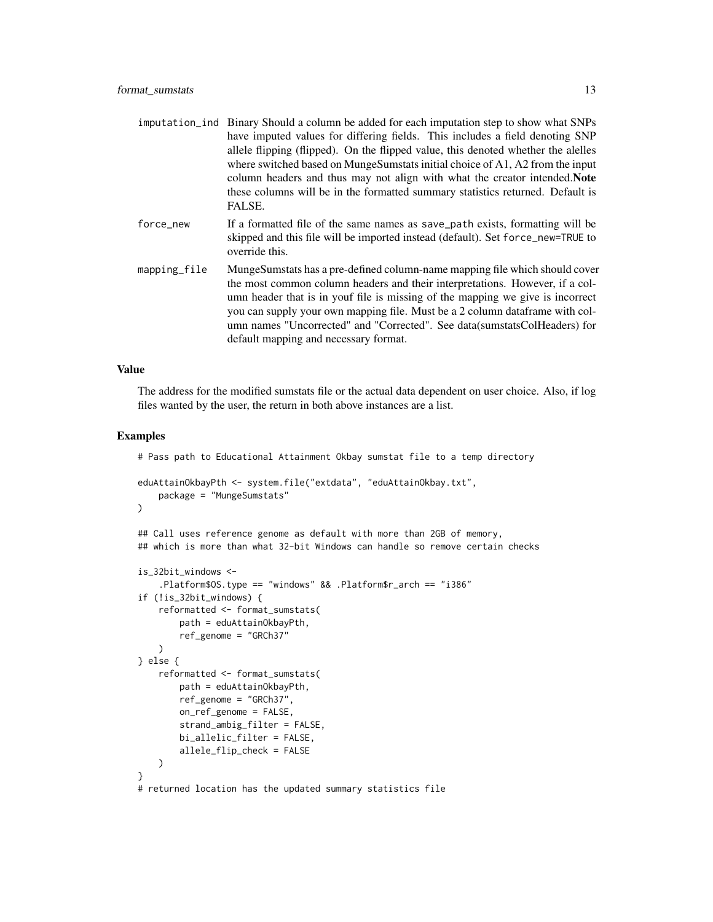imputation_ind
: Binary Should a column be added for each imputation step to show what SNPs have imputed values for differing fields. This includes a field denoting SNP allele flipping (flipped). On the flipped value, this denoted whether the alelles where switched based on MungeSumstats initial choice of A1, A2 from the input column headers and thus may not align with what the creator intended.**Note** these columns will be in the formatted summary statistics returned. Default is FALSE.

force_new
: If a formatted file of the same names as `save_path` exists, formatting will be skipped and this file will be imported instead (default). Set `force_new=TRUE` to override this.

mapping_file
: MungeSumstats has a pre-defined column-name mapping file which should cover the most common column headers and their interpretations. However, if a column header that is in youf file is missing of the mapping we give is incorrect you can supply your own mapping file. Must be a 2 column dataframe with column names "Uncorrected" and "Corrected". See data(sumstatsColHeaders) for default mapping and necessary format.

## Value

The address for the modified sumstats file or the actual data dependent on user choice. Also, if log files wanted by the user, the return in both above instances are a list.

## Examples

```
# Pass path to Educational Attainment Okbay sumstat file to a temp directory

eduAttainOkbayPth <- system.file("extdata", "eduAttainOkbay.txt",
    package = "MungeSumstats"
)

## Call uses reference genome as default with more than 2GB of memory,
## which is more than what 32-bit Windows can handle so remove certain checks

is_32bit_windows <-
    .Platform$OS.type == "windows" && .Platform$r_arch == "i386"
if (!is_32bit_windows) {
    reformatted <- format_sumstats(
        path = eduAttainOkbayPth,
        ref_genome = "GRCh37"
    )
} else {
    reformatted <- format_sumstats(
        path = eduAttainOkbayPth,
        ref_genome = "GRCh37",
        on_ref_genome = FALSE,
        strand_ambig_filter = FALSE,
        bi_allelic_filter = FALSE,
        allele_flip_check = FALSE
    )
}
# returned location has the updated summary statistics file
```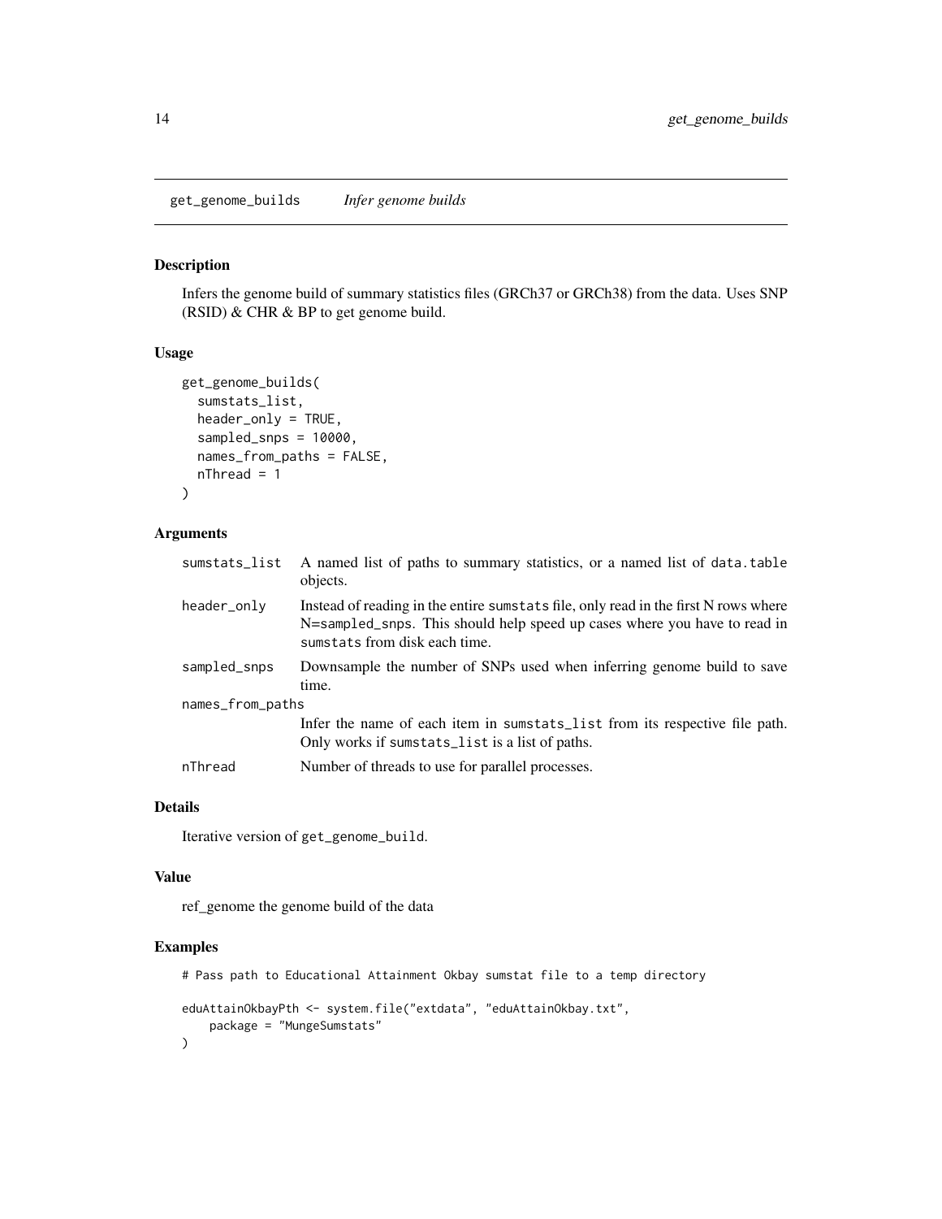## get_genome_builds *Infer genome builds*

### Description

Infers the genome build of summary statistics files (GRCh37 or GRCh38) from the data. Uses SNP (RSID) & CHR & BP to get genome build.

### Usage

```
get_genome_builds(
  sumstats_list,
  header_only = TRUE,
  sampled_snps = 10000,
  names_from_paths = FALSE,
  nThread = 1
)
```

### Arguments

| | |
|---|---|
| sumstats_list | A named list of paths to summary statistics, or a named list of `data.table` objects. |
| header_only | Instead of reading in the entire `sumstats` file, only read in the first N rows where N=`sampled_snps`. This should help speed up cases where you have to read in `sumstats` from disk each time. |
| sampled_snps | Downsample the number of SNPs used when inferring genome build to save time. |
| names_from_paths | Infer the name of each item in `sumstats_list` from its respective file path. Only works if `sumstats_list` is a list of paths. |
| nThread | Number of threads to use for parallel processes. |

### Details

Iterative version of `get_genome_build`.

### Value

ref_genome the genome build of the data

### Examples

```
# Pass path to Educational Attainment Okbay sumstat file to a temp directory

eduAttainOkbayPth <- system.file("extdata", "eduAttainOkbay.txt",
    package = "MungeSumstats"
)
```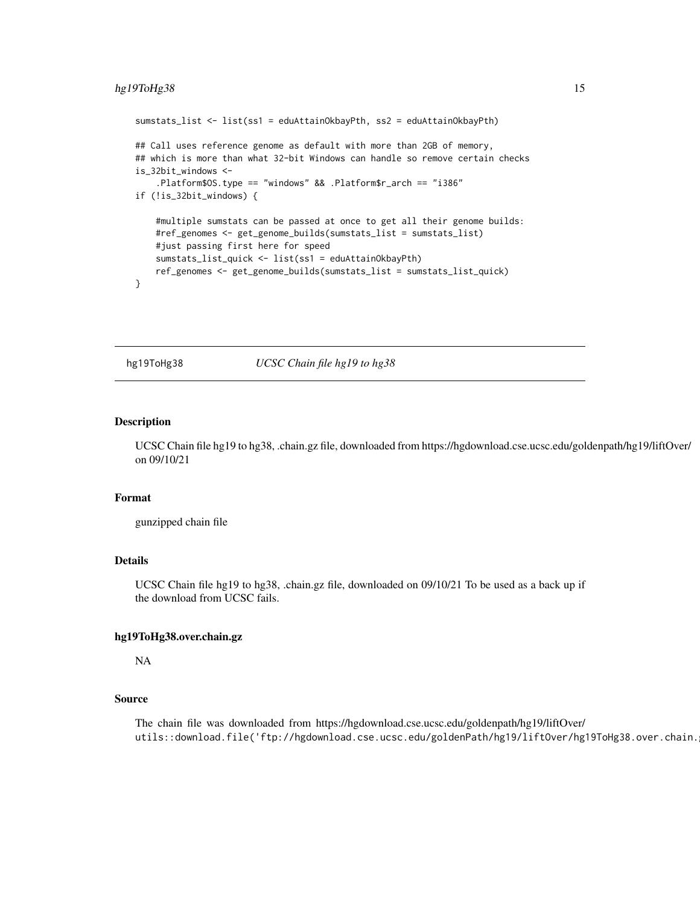```
sumstats_list <- list(ss1 = eduAttainOkbayPth, ss2 = eduAttainOkbayPth)

## Call uses reference genome as default with more than 2GB of memory,
## which is more than what 32-bit Windows can handle so remove certain checks
is_32bit_windows <-
    .Platform$OS.type == "windows" && .Platform$r_arch == "i386"
if (!is_32bit_windows) {

    #multiple sumstats can be passed at once to get all their genome builds:
    #ref_genomes <- get_genome_builds(sumstats_list = sumstats_list)
    #just passing first here for speed
    sumstats_list_quick <- list(ss1 = eduAttainOkbayPth)
    ref_genomes <- get_genome_builds(sumstats_list = sumstats_list_quick)
}
```

## hg19ToHg38 *UCSC Chain file hg19 to hg38*

### Description

UCSC Chain file hg19 to hg38, .chain.gz file, downloaded from https://hgdownload.cse.ucsc.edu/goldenpath/hg19/liftOver/ on 09/10/21

### Format

gunzipped chain file

### Details

UCSC Chain file hg19 to hg38, .chain.gz file, downloaded on 09/10/21 To be used as a back up if the download from UCSC fails.

### hg19ToHg38.over.chain.gz

NA

### Source

The chain file was downloaded from https://hgdownload.cse.ucsc.edu/goldenpath/hg19/liftOver/
`utils::download.file('ftp://hgdownload.cse.ucsc.edu/goldenPath/hg19/liftOver/hg19ToHg38.over.chain.`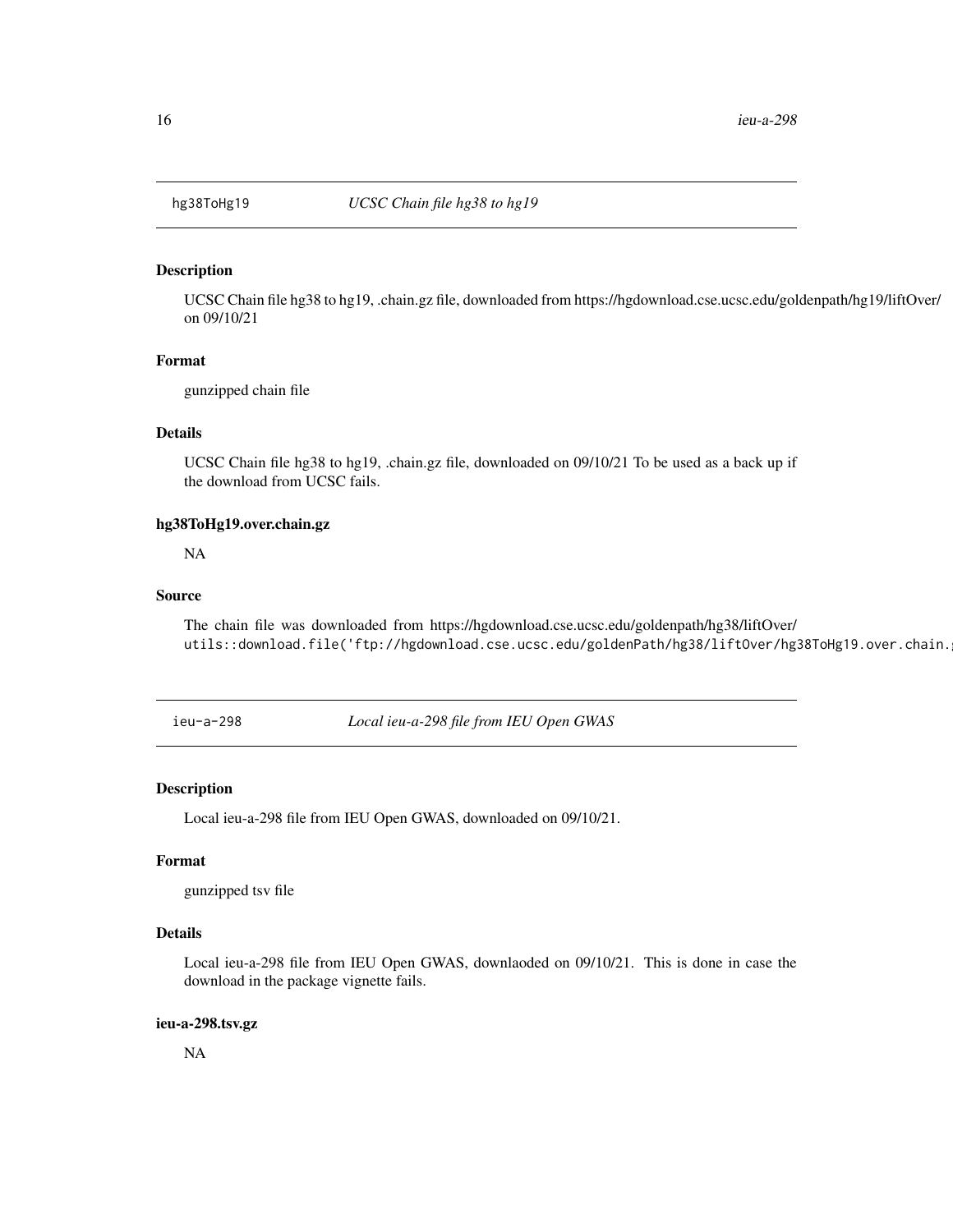## hg38ToHg19 — *UCSC Chain file hg38 to hg19*

### Description

UCSC Chain file hg38 to hg19, .chain.gz file, downloaded from https://hgdownload.cse.ucsc.edu/goldenpath/hg19/liftOver/ on 09/10/21

### Format

gunzipped chain file

### Details

UCSC Chain file hg38 to hg19, .chain.gz file, downloaded on 09/10/21 To be used as a back up if the download from UCSC fails.

### hg38ToHg19.over.chain.gz

NA

### Source

The chain file was downloaded from https://hgdownload.cse.ucsc.edu/goldenpath/hg38/liftOver/

```
utils::download.file('ftp://hgdownload.cse.ucsc.edu/goldenPath/hg38/liftOver/hg38ToHg19.over.chain.
```

## ieu-a-298 — *Local ieu-a-298 file from IEU Open GWAS*

### Description

Local ieu-a-298 file from IEU Open GWAS, downloaded on 09/10/21.

### Format

gunzipped tsv file

### Details

Local ieu-a-298 file from IEU Open GWAS, downlaoded on 09/10/21. This is done in case the download in the package vignette fails.

### ieu-a-298.tsv.gz

NA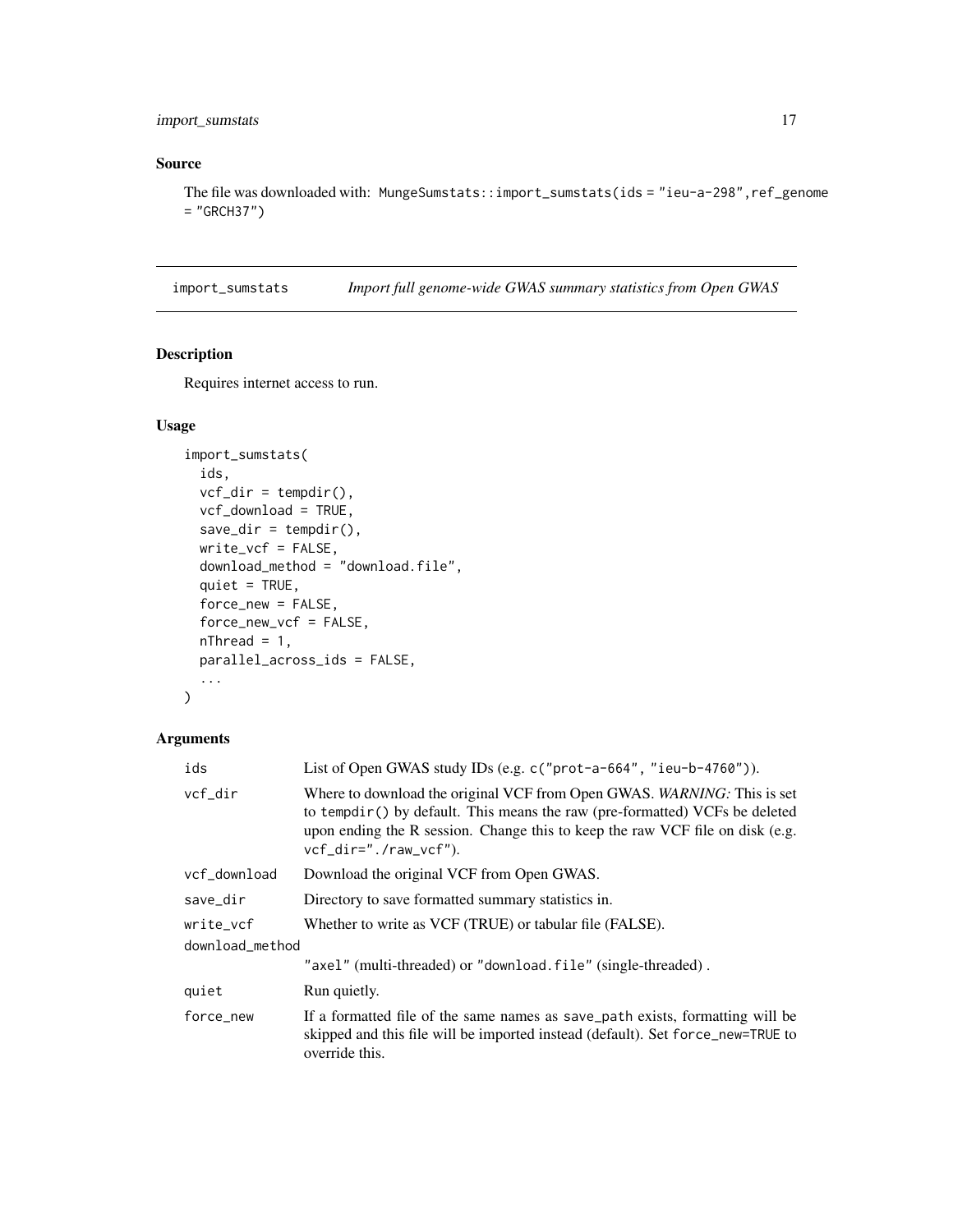## Source

The file was downloaded with: `MungeSumstats::import_sumstats(ids = "ieu-a-298",ref_genome = "GRCH37")`

---

# import_sumstats — *Import full genome-wide GWAS summary statistics from Open GWAS*

## Description

Requires internet access to run.

## Usage

```
import_sumstats(
  ids,
  vcf_dir = tempdir(),
  vcf_download = TRUE,
  save_dir = tempdir(),
  write_vcf = FALSE,
  download_method = "download.file",
  quiet = TRUE,
  force_new = FALSE,
  force_new_vcf = FALSE,
  nThread = 1,
  parallel_across_ids = FALSE,
  ...
)
```

## Arguments

| Argument | Description |
|---|---|
| `ids` | List of Open GWAS study IDs (e.g. `c("prot-a-664", "ieu-b-4760")`). |
| `vcf_dir` | Where to download the original VCF from Open GWAS. *WARNING:* This is set to `tempdir()` by default. This means the raw (pre-formatted) VCFs be deleted upon ending the R session. Change this to keep the raw VCF file on disk (e.g. `vcf_dir="./raw_vcf"`). |
| `vcf_download` | Download the original VCF from Open GWAS. |
| `save_dir` | Directory to save formatted summary statistics in. |
| `write_vcf` | Whether to write as VCF (TRUE) or tabular file (FALSE). |
| `download_method` | `"axel"` (multi-threaded) or `"download.file"` (single-threaded) . |
| `quiet` | Run quietly. |
| `force_new` | If a formatted file of the same names as save_path exists, formatting will be skipped and this file will be imported instead (default). Set `force_new=TRUE` to override this. |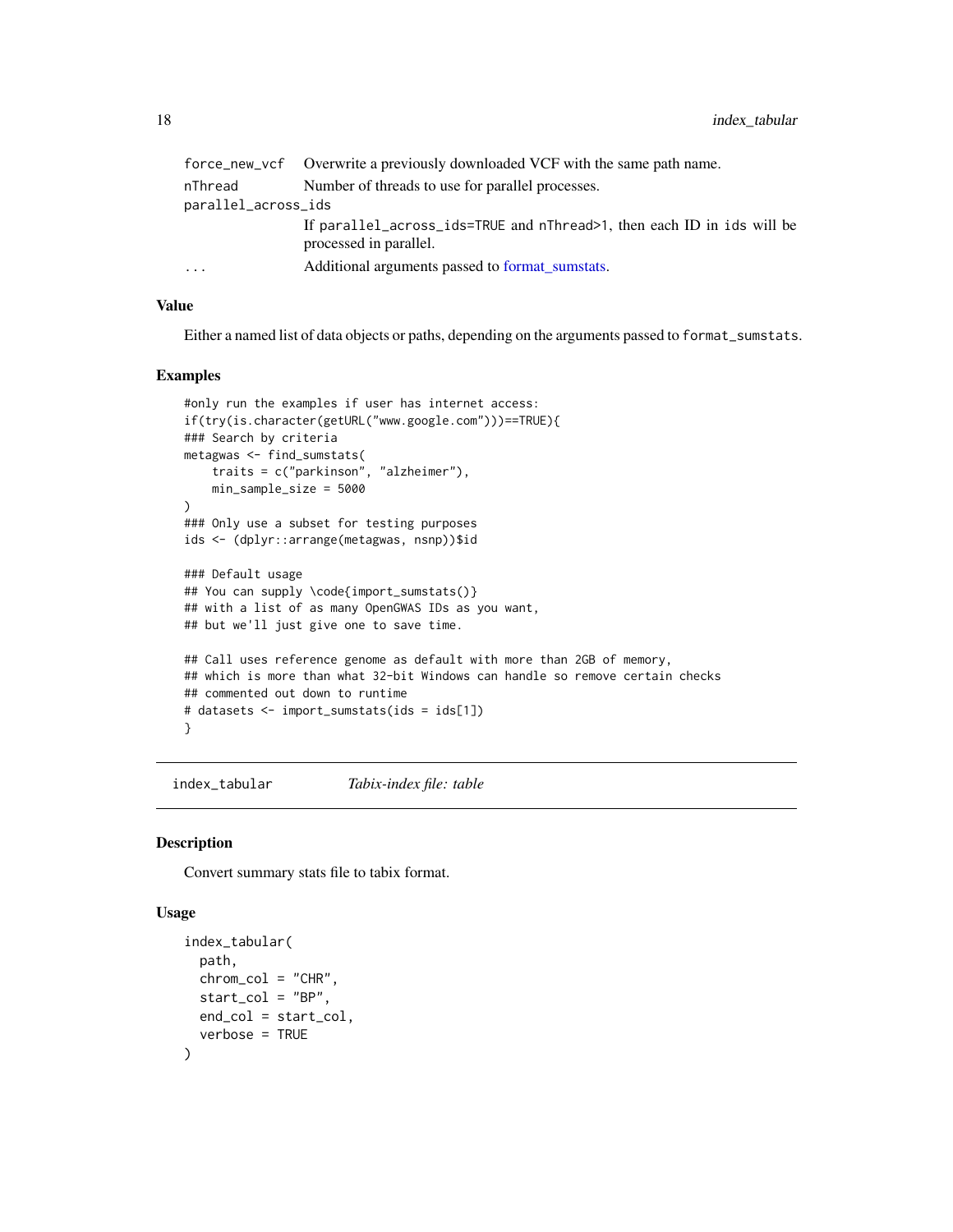| | |
|---|---|
| force_new_vcf | Overwrite a previously downloaded VCF with the same path name. |
| nThread | Number of threads to use for parallel processes. |
| parallel_across_ids | If parallel_across_ids=TRUE and nThread>1, then each ID in ids will be processed in parallel. |
| ... | Additional arguments passed to format_sumstats. |

### Value

Either a named list of data objects or paths, depending on the arguments passed to format_sumstats.

### Examples

```
#only run the examples if user has internet access:
if(try(is.character(getURL("www.google.com")))==TRUE){
### Search by criteria
metagwas <- find_sumstats(
    traits = c("parkinson", "alzheimer"),
    min_sample_size = 5000
)
### Only use a subset for testing purposes
ids <- (dplyr::arrange(metagwas, nsnp))$id

### Default usage
## You can supply \code{import_sumstats()}
## with a list of as many OpenGWAS IDs as you want,
## but we'll just give one to save time.

## Call uses reference genome as default with more than 2GB of memory,
## which is more than what 32-bit Windows can handle so remove certain checks
## commented out down to runtime
# datasets <- import_sumstats(ids = ids[1])
}
```

---

## index_tabular *Tabix-index file: table*

### Description

Convert summary stats file to tabix format.

### Usage

```
index_tabular(
  path,
  chrom_col = "CHR",
  start_col = "BP",
  end_col = start_col,
  verbose = TRUE
)
```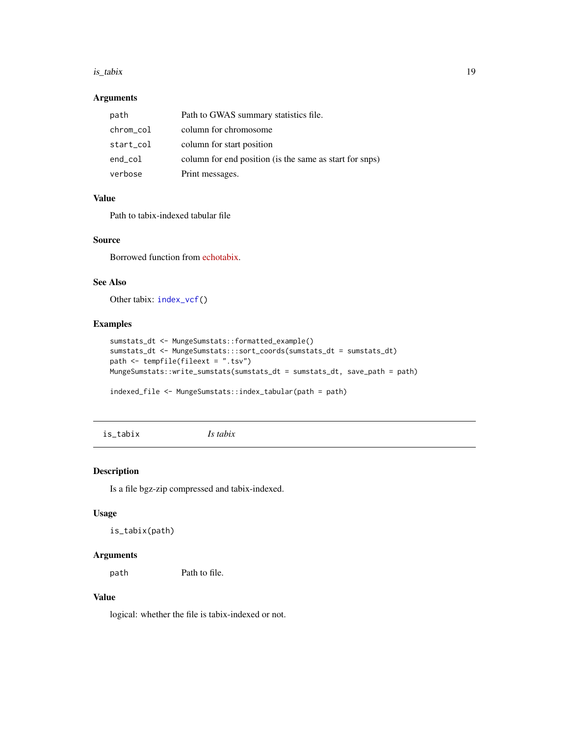### Arguments

| | |
|---|---|
| path | Path to GWAS summary statistics file. |
| chrom_col | column for chromosome |
| start_col | column for start position |
| end_col | column for end position (is the same as start for snps) |
| verbose | Print messages. |

### Value

Path to tabix-indexed tabular file

### Source

Borrowed function from echotabix.

### See Also

Other tabix: `index_vcf()`

### Examples

```
sumstats_dt <- MungeSumstats::formatted_example()
sumstats_dt <- MungeSumstats:::sort_coords(sumstats_dt = sumstats_dt)
path <- tempfile(fileext = ".tsv")
MungeSumstats::write_sumstats(sumstats_dt = sumstats_dt, save_path = path)

indexed_file <- MungeSumstats::index_tabular(path = path)
```

---

## is_tabix — *Is tabix*

---

### Description

Is a file bgz-zip compressed and tabix-indexed.

### Usage

```
is_tabix(path)
```

### Arguments

| | |
|---|---|
| path | Path to file. |

### Value

logical: whether the file is tabix-indexed or not.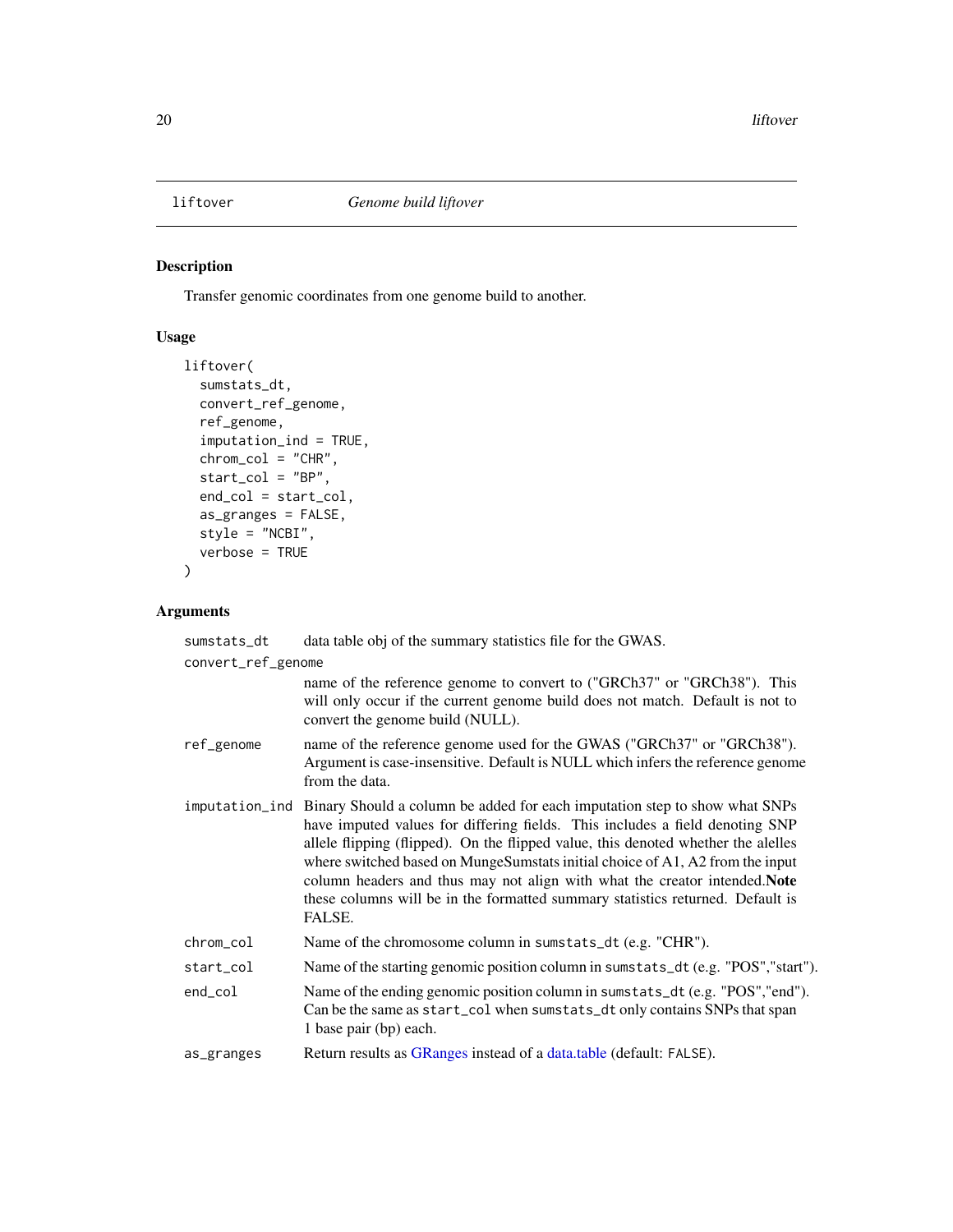# liftover    *Genome build liftover*

## Description

Transfer genomic coordinates from one genome build to another.

## Usage

```
liftover(
  sumstats_dt,
  convert_ref_genome,
  ref_genome,
  imputation_ind = TRUE,
  chrom_col = "CHR",
  start_col = "BP",
  end_col = start_col,
  as_granges = FALSE,
  style = "NCBI",
  verbose = TRUE
)
```

## Arguments

| | |
|---|---|
| sumstats_dt | data table obj of the summary statistics file for the GWAS. |
| convert_ref_genome | name of the reference genome to convert to ("GRCh37" or "GRCh38"). This will only occur if the current genome build does not match. Default is not to convert the genome build (NULL). |
| ref_genome | name of the reference genome used for the GWAS ("GRCh37" or "GRCh38"). Argument is case-insensitive. Default is NULL which infers the reference genome from the data. |
| imputation_ind | Binary Should a column be added for each imputation step to show what SNPs have imputed values for differing fields. This includes a field denoting SNP allele flipping (flipped). On the flipped value, this denoted whether the alelles where switched based on MungeSumstats initial choice of A1, A2 from the input column headers and thus may not align with what the creator intended.**Note** these columns will be in the formatted summary statistics returned. Default is FALSE. |
| chrom_col | Name of the chromosome column in sumstats_dt (e.g. "CHR"). |
| start_col | Name of the starting genomic position column in sumstats_dt (e.g. "POS","start"). |
| end_col | Name of the ending genomic position column in sumstats_dt (e.g. "POS","end"). Can be the same as start_col when sumstats_dt only contains SNPs that span 1 base pair (bp) each. |
| as_granges | Return results as GRanges instead of a data.table (default: FALSE). |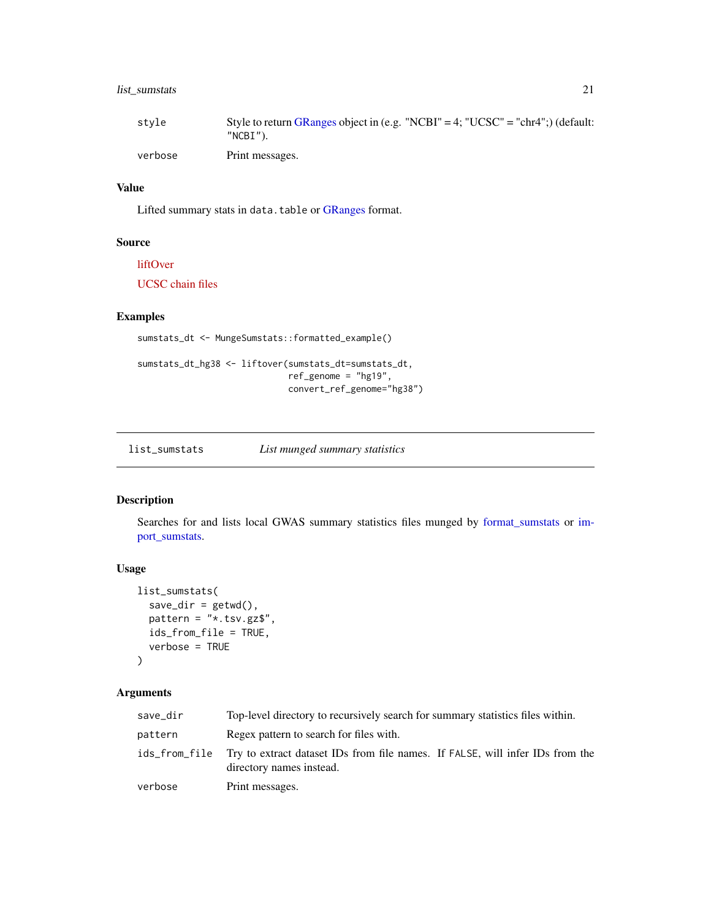| | |
|---|---|
| `style` | Style to return GRanges object in (e.g. "NCBI" = 4; "UCSC" = "chr4";) (default: `"NCBI"`). |
| `verbose` | Print messages. |

### Value

Lifted summary stats in `data.table` or GRanges format.

### Source

liftOver

UCSC chain files

### Examples

```
sumstats_dt <- MungeSumstats::formatted_example()

sumstats_dt_hg38 <- liftover(sumstats_dt=sumstats_dt,
                             ref_genome = "hg19",
                             convert_ref_genome="hg38")
```

---

## `list_sumstats` *List munged summary statistics*

---

### Description

Searches for and lists local GWAS summary statistics files munged by format_sumstats or import_sumstats.

### Usage

```
list_sumstats(
  save_dir = getwd(),
  pattern = "*.tsv.gz$",
  ids_from_file = TRUE,
  verbose = TRUE
)
```

### Arguments

| | |
|---|---|
| `save_dir` | Top-level directory to recursively search for summary statistics files within. |
| `pattern` | Regex pattern to search for files with. |
| `ids_from_file` | Try to extract dataset IDs from file names. If `FALSE`, will infer IDs from the directory names instead. |
| `verbose` | Print messages. |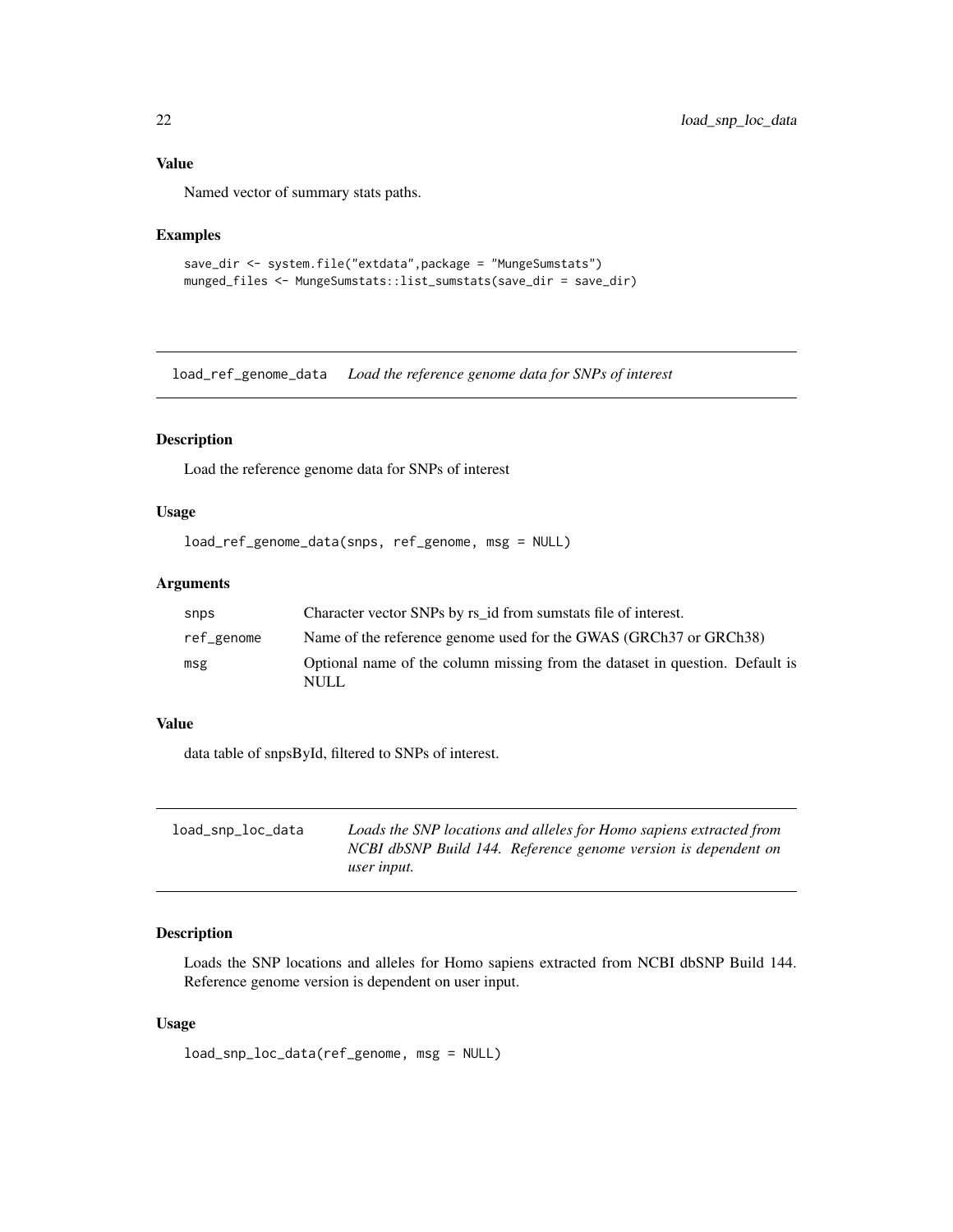### Value

Named vector of summary stats paths.

### Examples

```
save_dir <- system.file("extdata",package = "MungeSumstats")
munged_files <- MungeSumstats::list_sumstats(save_dir = save_dir)
```

---

## load_ref_genome_data *Load the reference genome data for SNPs of interest*

### Description

Load the reference genome data for SNPs of interest

### Usage

```
load_ref_genome_data(snps, ref_genome, msg = NULL)
```

### Arguments

| | |
|---|---|
| snps | Character vector SNPs by rs_id from sumstats file of interest. |
| ref_genome | Name of the reference genome used for the GWAS (GRCh37 or GRCh38) |
| msg | Optional name of the column missing from the dataset in question. Default is NULL |

### Value

data table of snpsById, filtered to SNPs of interest.

---

## load_snp_loc_data *Loads the SNP locations and alleles for Homo sapiens extracted from NCBI dbSNP Build 144. Reference genome version is dependent on user input.*

### Description

Loads the SNP locations and alleles for Homo sapiens extracted from NCBI dbSNP Build 144. Reference genome version is dependent on user input.

### Usage

```
load_snp_loc_data(ref_genome, msg = NULL)
```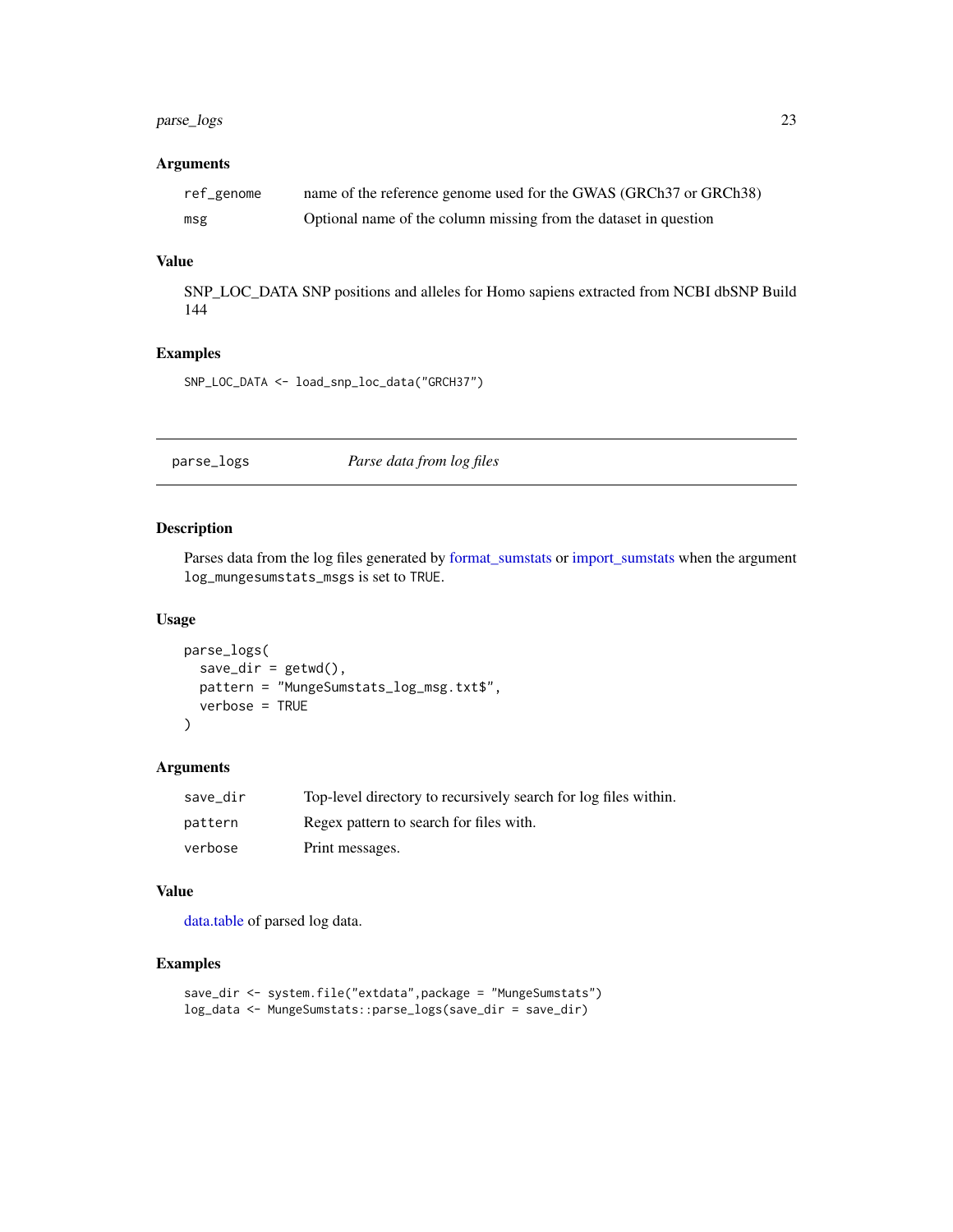### Arguments

| | |
|---|---|
| ref_genome | name of the reference genome used for the GWAS (GRCh37 or GRCh38) |
| msg | Optional name of the column missing from the dataset in question |

### Value

SNP_LOC_DATA SNP positions and alleles for Homo sapiens extracted from NCBI dbSNP Build 144

### Examples

```
SNP_LOC_DATA <- load_snp_loc_data("GRCH37")
```

---

## parse_logs &nbsp;&nbsp;&nbsp;&nbsp;&nbsp;&nbsp;&nbsp; *Parse data from log files*

---

### Description

Parses data from the log files generated by format_sumstats or import_sumstats when the argument `log_mungesumstats_msgs` is set to `TRUE`.

### Usage

```
parse_logs(
  save_dir = getwd(),
  pattern = "MungeSumstats_log_msg.txt$",
  verbose = TRUE
)
```

### Arguments

| | |
|---|---|
| save_dir | Top-level directory to recursively search for log files within. |
| pattern | Regex pattern to search for files with. |
| verbose | Print messages. |

### Value

data.table of parsed log data.

### Examples

```
save_dir <- system.file("extdata",package = "MungeSumstats")
log_data <- MungeSumstats::parse_logs(save_dir = save_dir)
```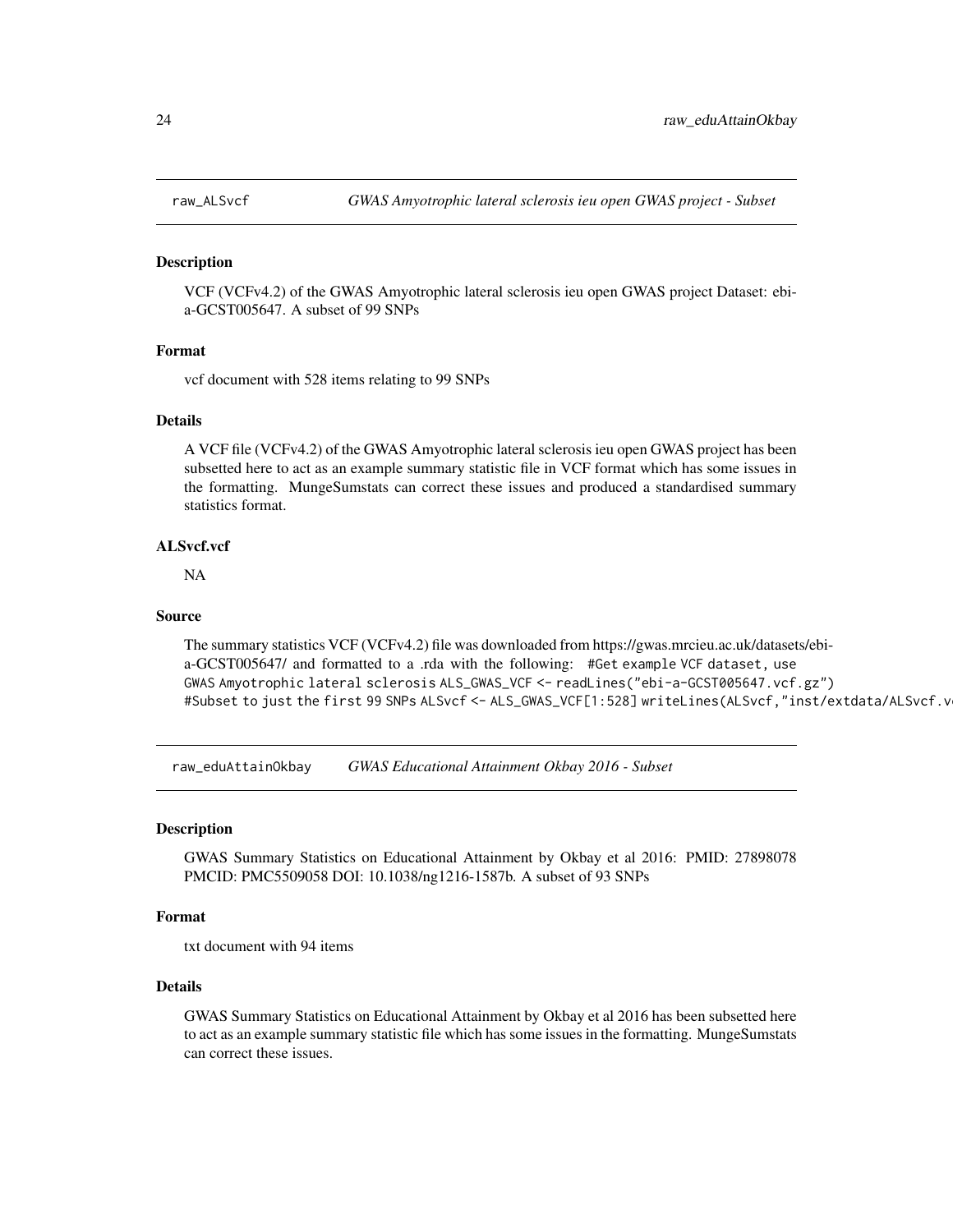## raw_ALSvcf — *GWAS Amyotrophic lateral sclerosis ieu open GWAS project - Subset*

### Description

VCF (VCFv4.2) of the GWAS Amyotrophic lateral sclerosis ieu open GWAS project Dataset: ebi-a-GCST005647. A subset of 99 SNPs

### Format

vcf document with 528 items relating to 99 SNPs

### Details

A VCF file (VCFv4.2) of the GWAS Amyotrophic lateral sclerosis ieu open GWAS project has been subsetted here to act as an example summary statistic file in VCF format which has some issues in the formatting. MungeSumstats can correct these issues and produced a standardised summary statistics format.

### ALSvcf.vcf

NA

### Source

The summary statistics VCF (VCFv4.2) file was downloaded from https://gwas.mrcieu.ac.uk/datasets/ebi-a-GCST005647/ and formatted to a .rda with the following: `#Get example VCF dataset, use GWAS Amyotrophic lateral sclerosis ALS_GWAS_VCF <- readLines("ebi-a-GCST005647.vcf.gz") #Subset to just the first 99 SNPs ALSvcf <- ALS_GWAS_VCF[1:528] writeLines(ALSvcf,"inst/extdata/ALSvcf.v`

## raw_eduAttainOkbay — *GWAS Educational Attainment Okbay 2016 - Subset*

### Description

GWAS Summary Statistics on Educational Attainment by Okbay et al 2016: PMID: 27898078 PMCID: PMC5509058 DOI: 10.1038/ng1216-1587b. A subset of 93 SNPs

### Format

txt document with 94 items

### Details

GWAS Summary Statistics on Educational Attainment by Okbay et al 2016 has been subsetted here to act as an example summary statistic file which has some issues in the formatting. MungeSumstats can correct these issues.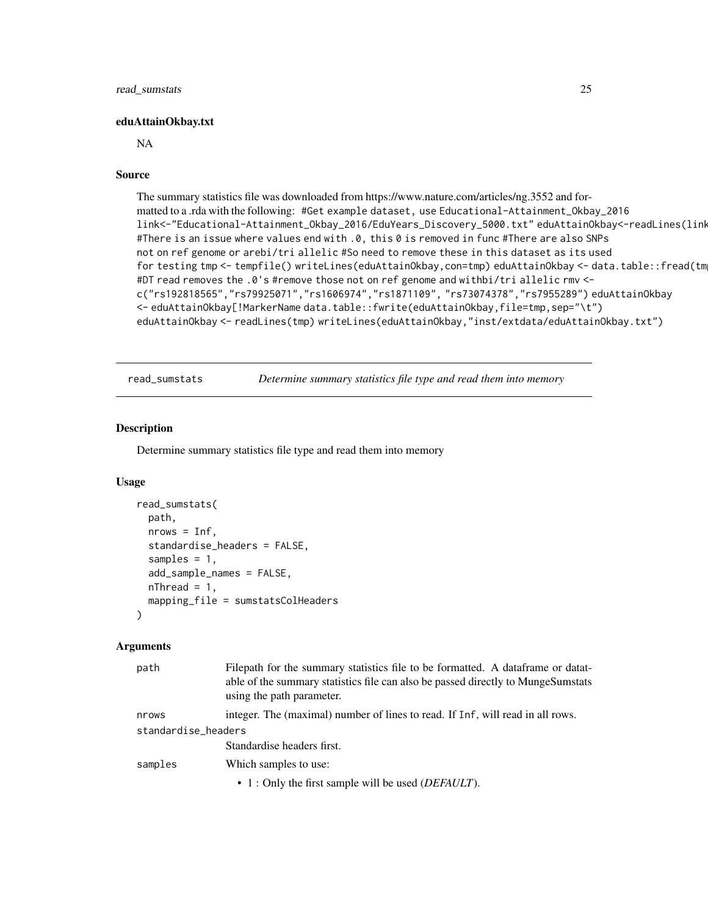**eduAttainOkbay.txt**

NA

### Source

The summary statistics file was downloaded from https://www.nature.com/articles/ng.3552 and formatted to a .rda with the following: `#Get example dataset, use Educational-Attainment_Okbay_2016 link<-"Educational-Attainment_Okbay_2016/EduYears_Discovery_5000.txt" eduAttainOkbay<-readLines(link #There is an issue where values end with .0, this 0 is removed in func #There are also SNPs not on ref genome or arebi/tri allelic #So need to remove these in this dataset as its used for testing tmp <- tempfile() writeLines(eduAttainOkbay,con=tmp) eduAttainOkbay <- data.table::fread(tm #DT read removes the .0's #remove those not on ref genome and withbi/tri allelic rmv <- c("rs192818565","rs79925071","rs1606974","rs1871109", "rs73074378","rs7955289") eduAttainOkbay <- eduAttainOkbay[!MarkerName data.table::fwrite(eduAttainOkbay,file=tmp,sep="\t") eduAttainOkbay <- readLines(tmp) writeLines(eduAttainOkbay,"inst/extdata/eduAttainOkbay.txt")`

---

## read_sumstats — *Determine summary statistics file type and read them into memory*

### Description

Determine summary statistics file type and read them into memory

### Usage

```
read_sumstats(
  path,
  nrows = Inf,
  standardise_headers = FALSE,
  samples = 1,
  add_sample_names = FALSE,
  nThread = 1,
  mapping_file = sumstatsColHeaders
)
```

### Arguments

| | |
|---|---|
| path | Filepath for the summary statistics file to be formatted. A dataframe or datatable of the summary statistics file can also be passed directly to MungeSumstats using the path parameter. |
| nrows | integer. The (maximal) number of lines to read. If Inf, will read in all rows. |
| standardise_headers | Standardise headers first. |
| samples | Which samples to use:<br>• 1 : Only the first sample will be used (*DEFAULT*). |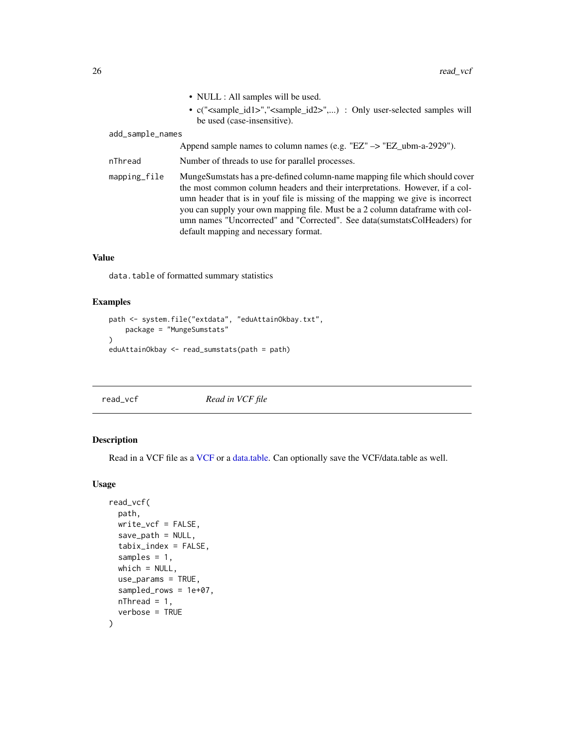- NULL : All samples will be used.
- c("<sample_id1>","<sample_id2>",...) : Only user-selected samples will be used (case-insensitive).

`add_sample_names`
: Append sample names to column names (e.g. "EZ" –> "EZ_ubm-a-2929").

`nThread`
: Number of threads to use for parallel processes.

`mapping_file`
: MungeSumstats has a pre-defined column-name mapping file which should cover the most common column headers and their interpretations. However, if a column header that is in youf file is missing of the mapping we give is incorrect you can supply your own mapping file. Must be a 2 column dataframe with column names "Uncorrected" and "Corrected". See data(sumstatsColHeaders) for default mapping and necessary format.

### Value

`data.table` of formatted summary statistics

### Examples

```
path <- system.file("extdata", "eduAttainOkbay.txt",
    package = "MungeSumstats"
)
eduAttainOkbay <- read_sumstats(path = path)
```

---

## read_vcf *Read in VCF file*

---

### Description

Read in a VCF file as a VCF or a data.table. Can optionally save the VCF/data.table as well.

### Usage

```
read_vcf(
  path,
  write_vcf = FALSE,
  save_path = NULL,
  tabix_index = FALSE,
  samples = 1,
  which = NULL,
  use_params = TRUE,
  sampled_rows = 1e+07,
  nThread = 1,
  verbose = TRUE
)
```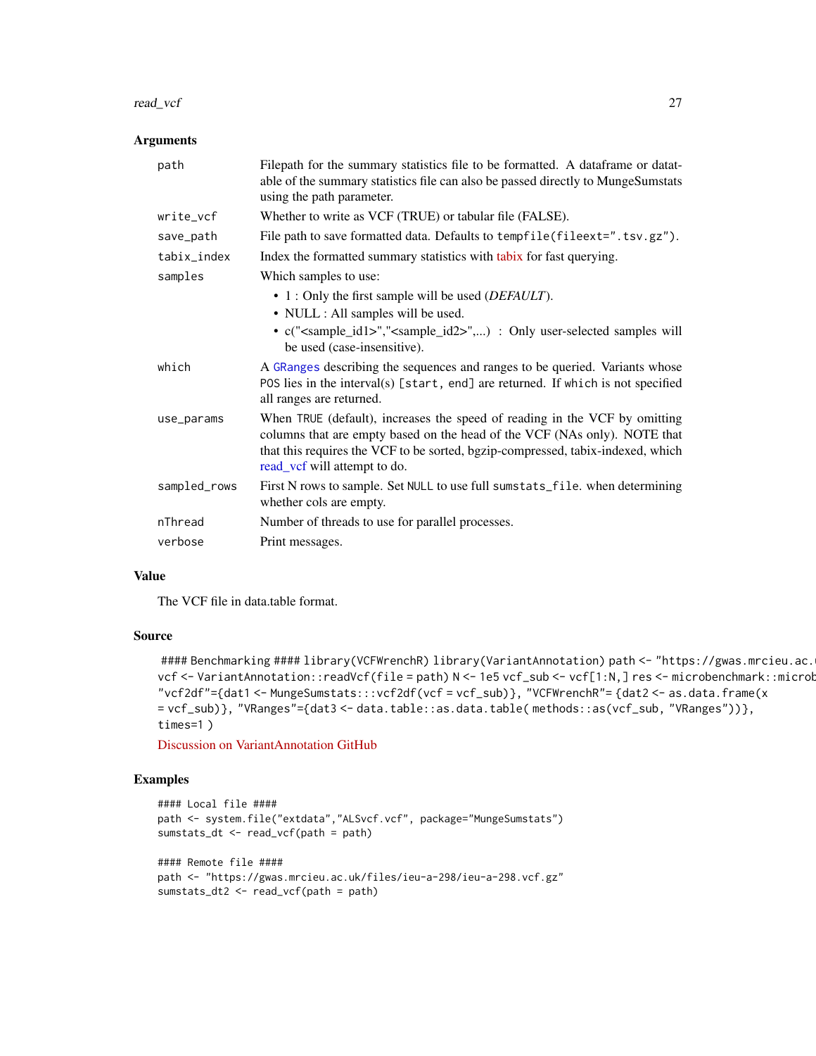## Arguments

| | |
|---|---|
| path | Filepath for the summary statistics file to be formatted. A dataframe or datatable of the summary statistics file can also be passed directly to MungeSumstats using the path parameter. |
| write_vcf | Whether to write as VCF (TRUE) or tabular file (FALSE). |
| save_path | File path to save formatted data. Defaults to `tempfile(fileext=".tsv.gz")`. |
| tabix_index | Index the formatted summary statistics with tabix for fast querying. |
| samples | Which samples to use:<br>• 1 : Only the first sample will be used (*DEFAULT*).<br>• NULL : All samples will be used.<br>• c("<sample_id1>","<sample_id2>",...) : Only user-selected samples will be used (case-insensitive). |
| which | A `GRanges` describing the sequences and ranges to be queried. Variants whose `POS` lies in the interval(s) `[start, end]` are returned. If `which` is not specified all ranges are returned. |
| use_params | When `TRUE` (default), increases the speed of reading in the VCF by omitting columns that are empty based on the head of the VCF (NAs only). NOTE that that this requires the VCF to be sorted, bgzip-compressed, tabix-indexed, which read_vcf will attempt to do. |
| sampled_rows | First N rows to sample. Set `NULL` to use full `sumstats_file`. when determining whether cols are empty. |
| nThread | Number of threads to use for parallel processes. |
| verbose | Print messages. |

## Value

The VCF file in data.table format.

## Source

```
#### Benchmarking #### library(VCFWrenchR) library(VariantAnnotation) path <- "https://gwas.mrcieu.ac.u
vcf <- VariantAnnotation::readVcf(file = path) N <- 1e5 vcf_sub <- vcf[1:N,] res <- microbenchmark::microb
"vcf2df"={dat1 <- MungeSumstats:::vcf2df(vcf = vcf_sub)}, "VCFWrenchR"= {dat2 <- as.data.frame(x
= vcf_sub)}, "VRanges"={dat3 <- data.table::as.data.table( methods::as(vcf_sub, "VRanges"))},
times=1 )
```

Discussion on VariantAnnotation GitHub

## Examples

```
#### Local file ####
path <- system.file("extdata","ALSvcf.vcf", package="MungeSumstats")
sumstats_dt <- read_vcf(path = path)

#### Remote file ####
path <- "https://gwas.mrcieu.ac.uk/files/ieu-a-298/ieu-a-298.vcf.gz"
sumstats_dt2 <- read_vcf(path = path)
```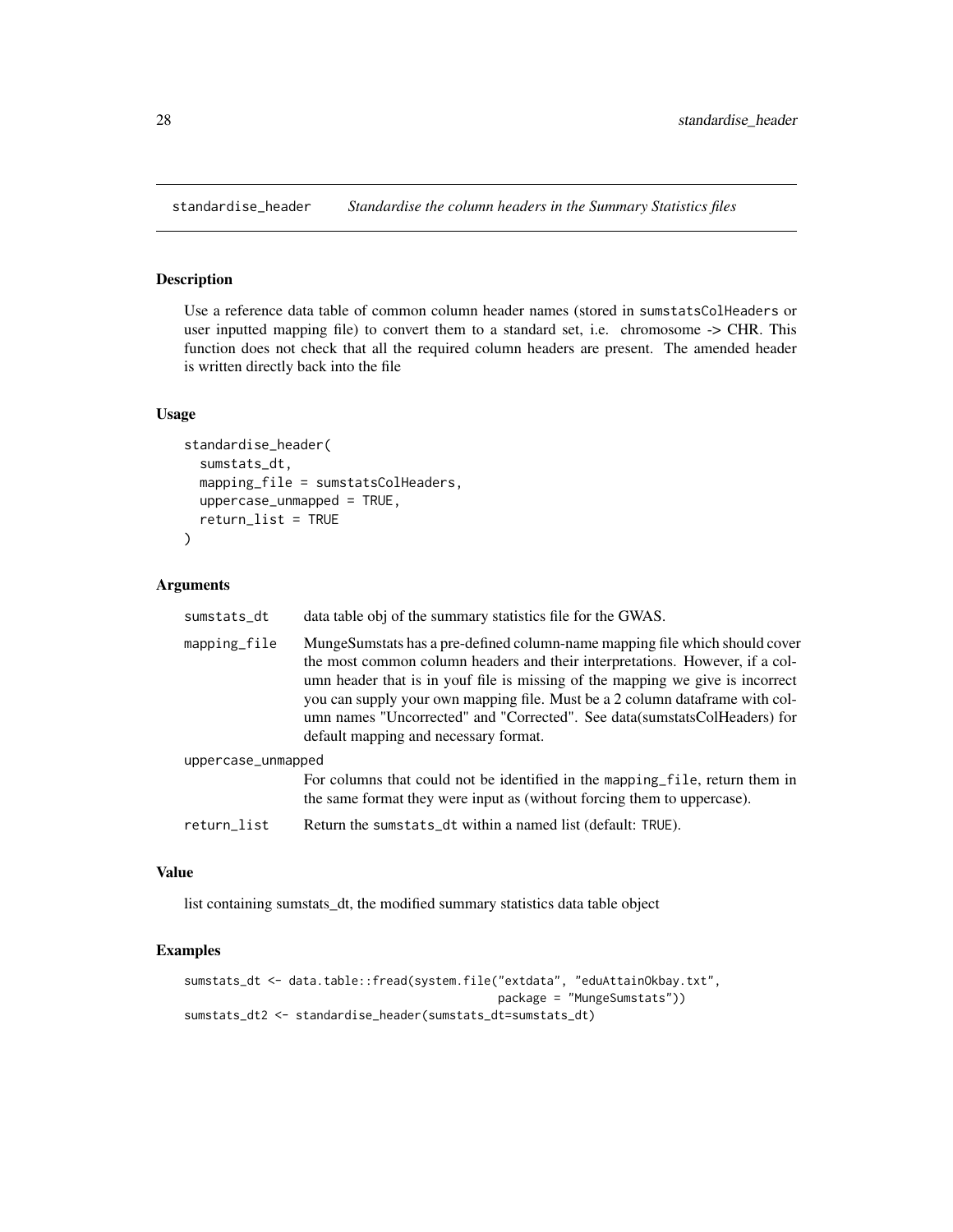## standardise_header *Standardise the column headers in the Summary Statistics files*

### Description

Use a reference data table of common column header names (stored in sumstatsColHeaders or user inputted mapping file) to convert them to a standard set, i.e. chromosome -> CHR. This function does not check that all the required column headers are present. The amended header is written directly back into the file

### Usage

```
standardise_header(
  sumstats_dt,
  mapping_file = sumstatsColHeaders,
  uppercase_unmapped = TRUE,
  return_list = TRUE
)
```

### Arguments

| | |
|---|---|
| sumstats_dt | data table obj of the summary statistics file for the GWAS. |
| mapping_file | MungeSumstats has a pre-defined column-name mapping file which should cover the most common column headers and their interpretations. However, if a column header that is in youf file is missing of the mapping we give is incorrect you can supply your own mapping file. Must be a 2 column dataframe with column names "Uncorrected" and "Corrected". See data(sumstatsColHeaders) for default mapping and necessary format. |
| uppercase_unmapped | For columns that could not be identified in the mapping_file, return them in the same format they were input as (without forcing them to uppercase). |
| return_list | Return the sumstats_dt within a named list (default: TRUE). |

### Value

list containing sumstats_dt, the modified summary statistics data table object

### Examples

```
sumstats_dt <- data.table::fread(system.file("extdata", "eduAttainOkbay.txt",
                                             package = "MungeSumstats"))
sumstats_dt2 <- standardise_header(sumstats_dt=sumstats_dt)
```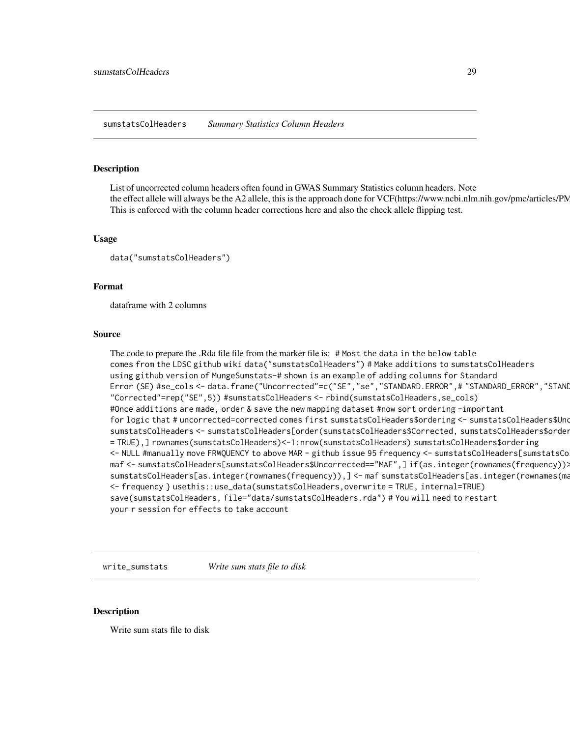## sumstatsColHeaders *Summary Statistics Column Headers*

### Description

List of uncorrected column headers often found in GWAS Summary Statistics column headers. Note the effect allele will always be the A2 allele, this is the approach done for VCF(https://www.ncbi.nlm.nih.gov/pmc/articles/PM
This is enforced with the column header corrections here and also the check allele flipping test.

### Usage

```
data("sumstatsColHeaders")
```

### Format

dataframe with 2 columns

### Source

The code to prepare the .Rda file file from the marker file is: `# Most the data in the below table comes from the LDSC github wiki data("sumstatsColHeaders") # Make additions to sumstatsColHeaders using github version of MungeSumstats-# shown is an example of adding columns for Standard Error (SE) #se_cols <- data.frame("Uncorrected"=c("SE","se","STANDARD.ERROR",# "STANDARD_ERROR","STAND "Corrected"=rep("SE",5)) #sumstatsColHeaders <- rbind(sumstatsColHeaders,se_cols) #Once additions are made, order & save the new mapping dataset #now sort ordering -important for logic that # uncorrected=corrected comes first sumstatsColHeaders$ordering <- sumstatsColHeaders$Unc sumstatsColHeaders <- sumstatsColHeaders[order(sumstatsColHeaders$Corrected, sumstatsColHeaders$order = TRUE),] rownames(sumstatsColHeaders)<-1:nrow(sumstatsColHeaders) sumstatsColHeaders$ordering <- NULL #manually move FRWQUENCY to above MAR - github issue 95 frequency <- sumstatsColHeaders[sumstatsCo maf <- sumstatsColHeaders[sumstatsColHeaders$Uncorrected=="MAF",] if(as.integer(rownames(frequency))> sumstatsColHeaders[as.integer(rownames(frequency)),] <- maf sumstatsColHeaders[as.integer(rownames(ma <- frequency } usethis::use_data(sumstatsColHeaders,overwrite = TRUE, internal=TRUE) save(sumstatsColHeaders, file="data/sumstatsColHeaders.rda") # You will need to restart your r session for effects to take account`

## write_sumstats *Write sum stats file to disk*

### Description

Write sum stats file to disk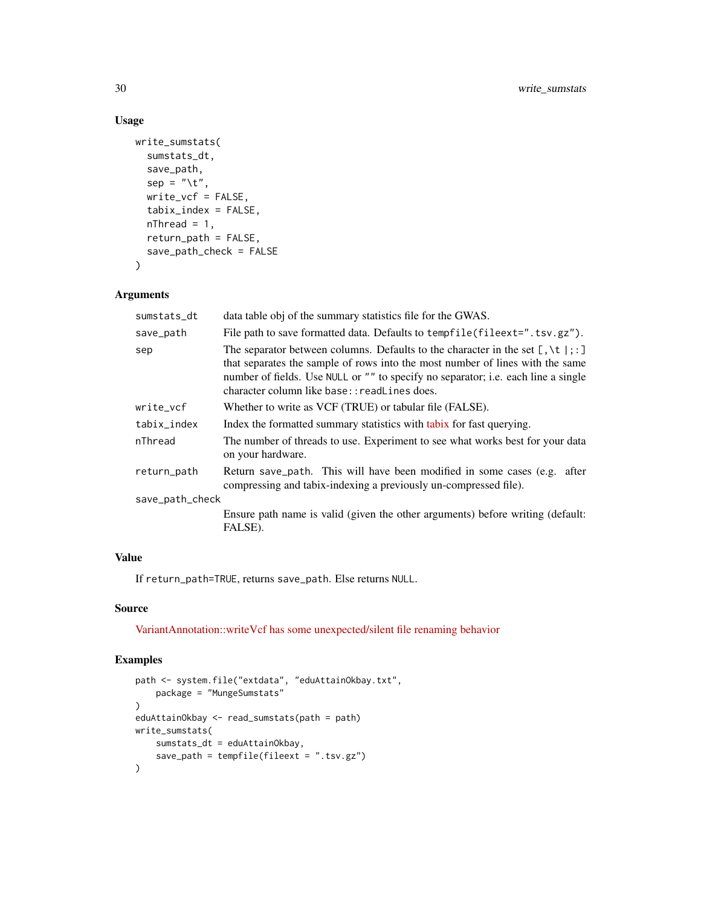## Usage

```
write_sumstats(
  sumstats_dt,
  save_path,
  sep = "\t",
  write_vcf = FALSE,
  tabix_index = FALSE,
  nThread = 1,
  return_path = FALSE,
  save_path_check = FALSE
)
```

## Arguments

| | |
|---|---|
| `sumstats_dt` | data table obj of the summary statistics file for the GWAS. |
| `save_path` | File path to save formatted data. Defaults to `tempfile(fileext=".tsv.gz")`. |
| `sep` | The separator between columns. Defaults to the character in the set `[,\t |;:]` that separates the sample of rows into the most number of lines with the same number of fields. Use `NULL` or `""` to specify no separator; i.e. each line a single character column like `base::readLines` does. |
| `write_vcf` | Whether to write as VCF (TRUE) or tabular file (FALSE). |
| `tabix_index` | Index the formatted summary statistics with tabix for fast querying. |
| `nThread` | The number of threads to use. Experiment to see what works best for your data on your hardware. |
| `return_path` | Return `save_path`. This will have been modified in some cases (e.g. after compressing and tabix-indexing a previously un-compressed file). |
| `save_path_check` | Ensure path name is valid (given the other arguments) before writing (default: FALSE). |

## Value

If `return_path=TRUE`, returns `save_path`. Else returns `NULL`.

## Source

VariantAnnotation::writeVcf has some unexpected/silent file renaming behavior

## Examples

```
path <- system.file("extdata", "eduAttainOkbay.txt",
    package = "MungeSumstats"
)
eduAttainOkbay <- read_sumstats(path = path)
write_sumstats(
    sumstats_dt = eduAttainOkbay,
    save_path = tempfile(fileext = ".tsv.gz")
)
```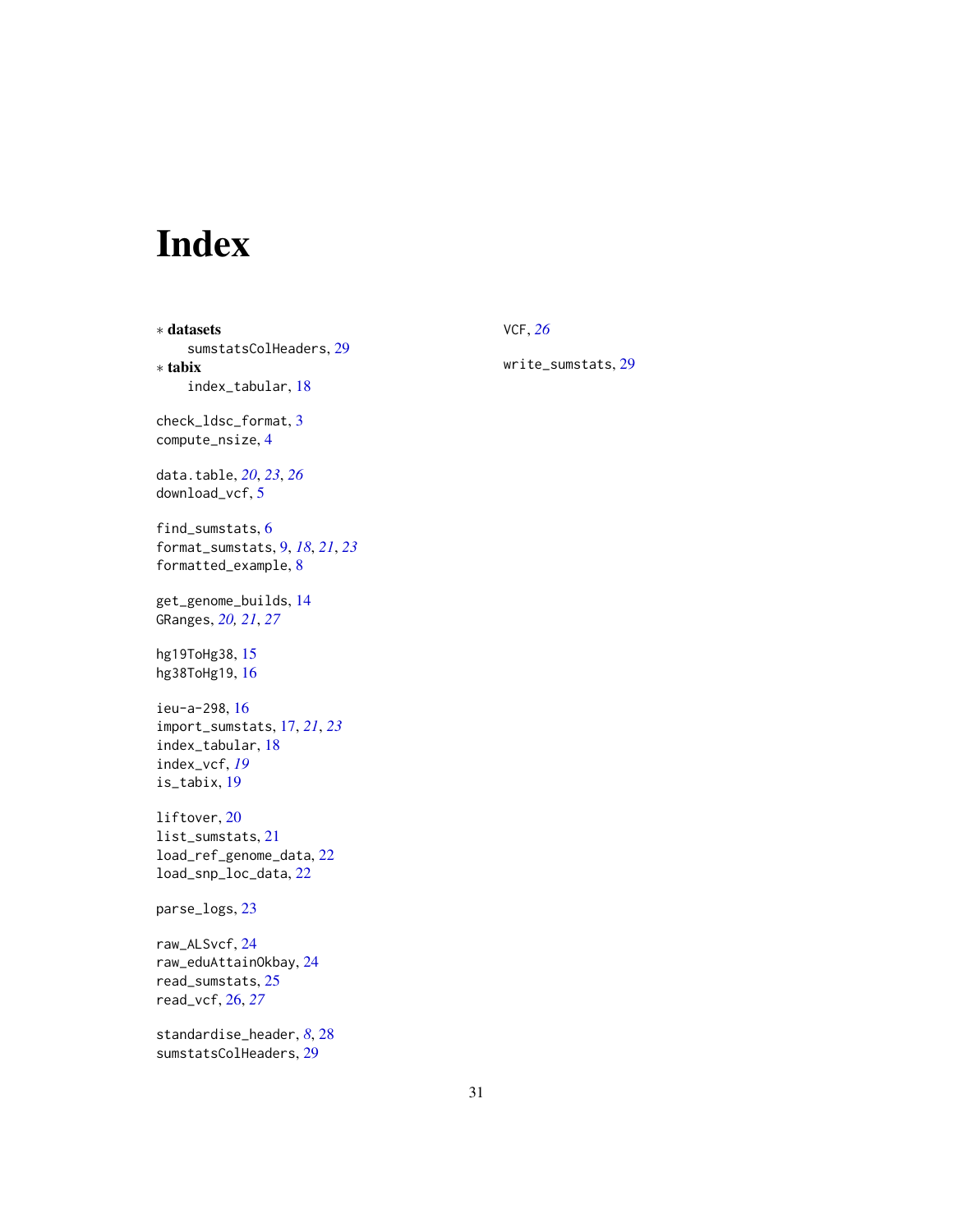# Index

∗ **datasets**
    sumstatsColHeaders, 29
∗ **tabix**
    index_tabular, 18

check_ldsc_format, 3
compute_nsize, 4

data.table, *20*, *23*, *26*
download_vcf, 5

find_sumstats, 6
format_sumstats, 9, *18*, *21*, *23*
formatted_example, 8

get_genome_builds, 14
GRanges, *20*, *21*, *27*

hg19ToHg38, 15
hg38ToHg19, 16

ieu-a-298, 16
import_sumstats, 17, *21*, *23*
index_tabular, 18
index_vcf, *19*
is_tabix, 19

liftover, 20
list_sumstats, 21
load_ref_genome_data, 22
load_snp_loc_data, 22

parse_logs, 23

raw_ALSvcf, 24
raw_eduAttainOkbay, 24
read_sumstats, 25
read_vcf, 26, *27*

standardise_header, *8*, 28
sumstatsColHeaders, 29

VCF, *26*

write_sumstats, 29